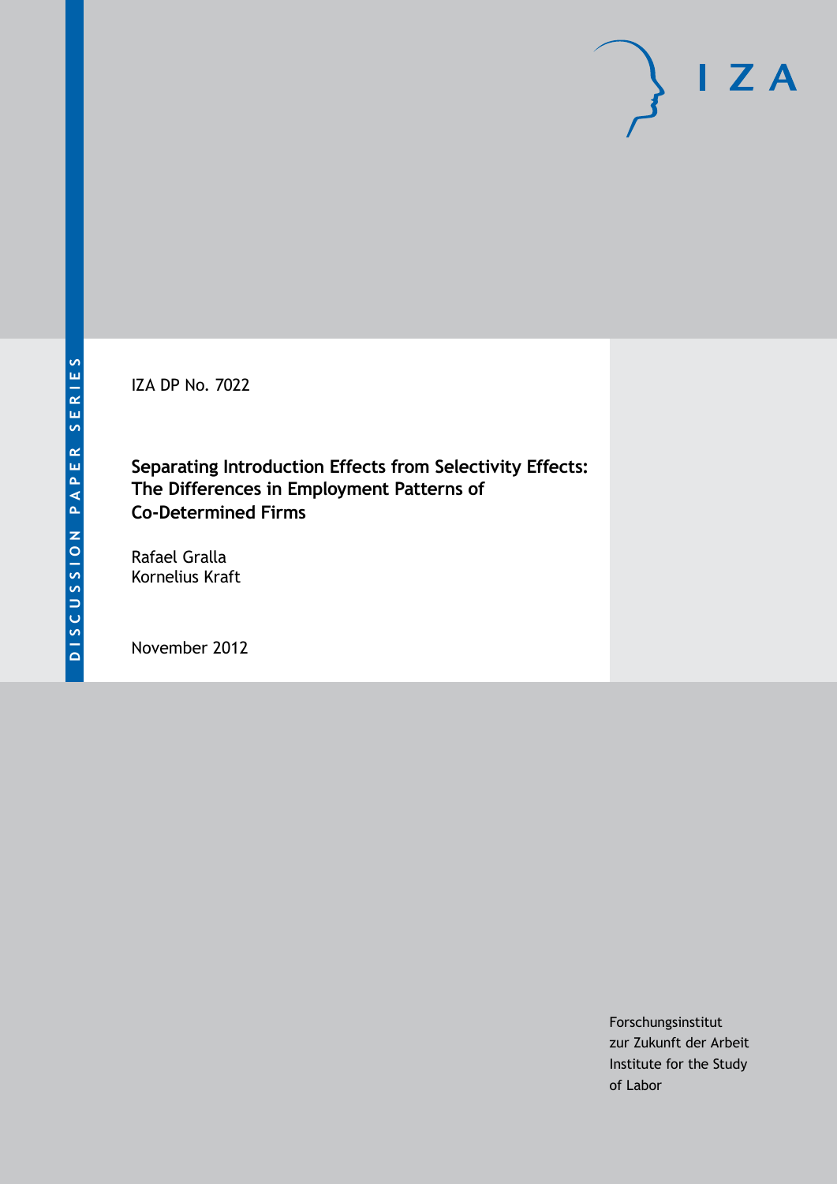IZA DP No. 7022

# Separating Introduction Effects from Selectivity Effects: The Differences in Employment Patterns of Co-Determined Firms

Rafael Gralla
Kornelius Kraft

November 2012

Forschungsinstitut
zur Zukunft der Arbeit
Institute for the Study
of Labor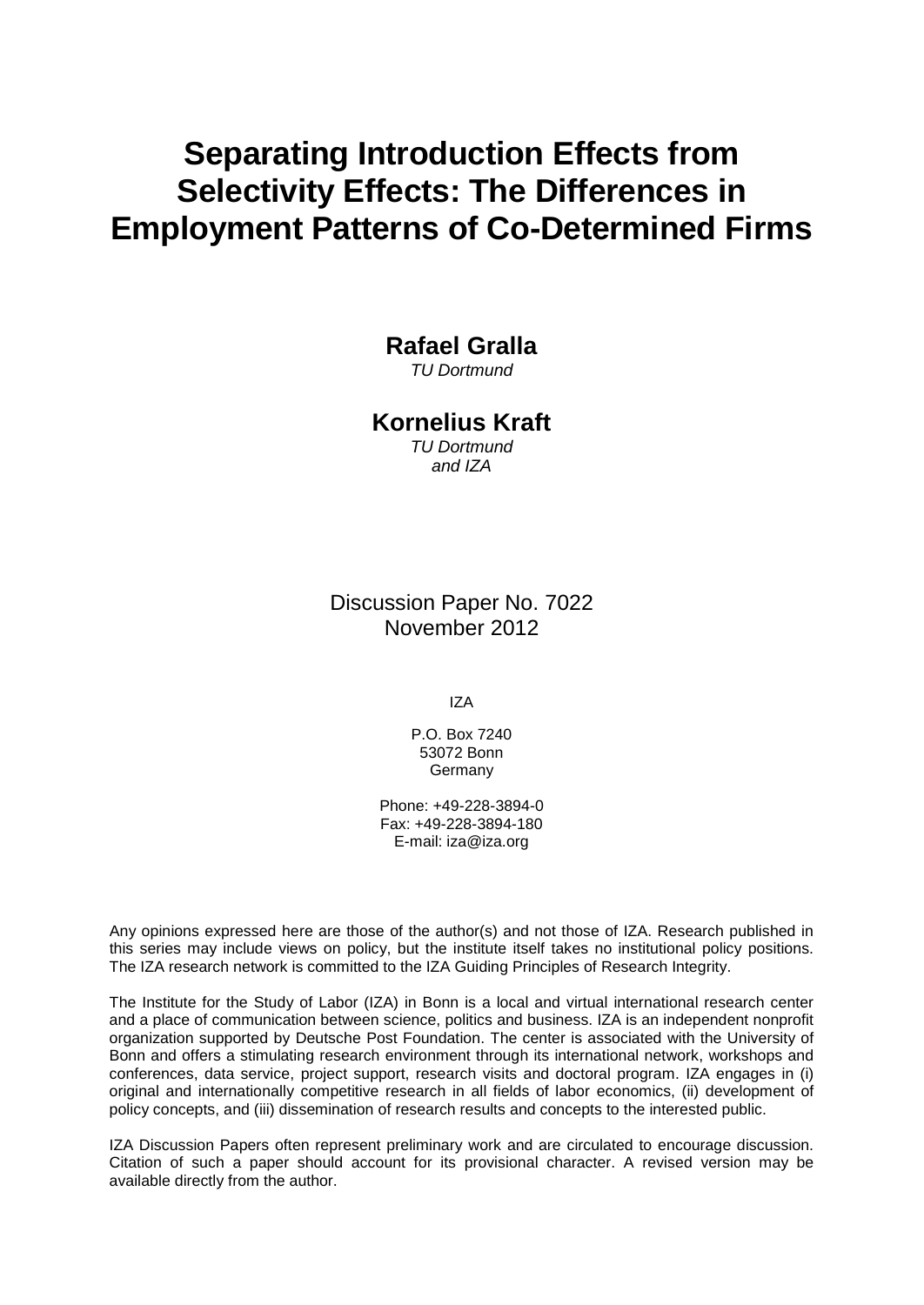# Separating Introduction Effects from Selectivity Effects: The Differences in Employment Patterns of Co-Determined Firms

**Rafael Gralla**

*TU Dortmund*

**Kornelius Kraft**

*TU Dortmund and IZA*

Discussion Paper No. 7022
November 2012

IZA

P.O. Box 7240
53072 Bonn
Germany

Phone: +49-228-3894-0
Fax: +49-228-3894-180
E-mail: iza@iza.org

Any opinions expressed here are those of the author(s) and not those of IZA. Research published in this series may include views on policy, but the institute itself takes no institutional policy positions. The IZA research network is committed to the IZA Guiding Principles of Research Integrity.

The Institute for the Study of Labor (IZA) in Bonn is a local and virtual international research center and a place of communication between science, politics and business. IZA is an independent nonprofit organization supported by Deutsche Post Foundation. The center is associated with the University of Bonn and offers a stimulating research environment through its international network, workshops and conferences, data service, project support, research visits and doctoral program. IZA engages in (i) original and internationally competitive research in all fields of labor economics, (ii) development of policy concepts, and (iii) dissemination of research results and concepts to the interested public.

IZA Discussion Papers often represent preliminary work and are circulated to encourage discussion. Citation of such a paper should account for its provisional character. A revised version may be available directly from the author.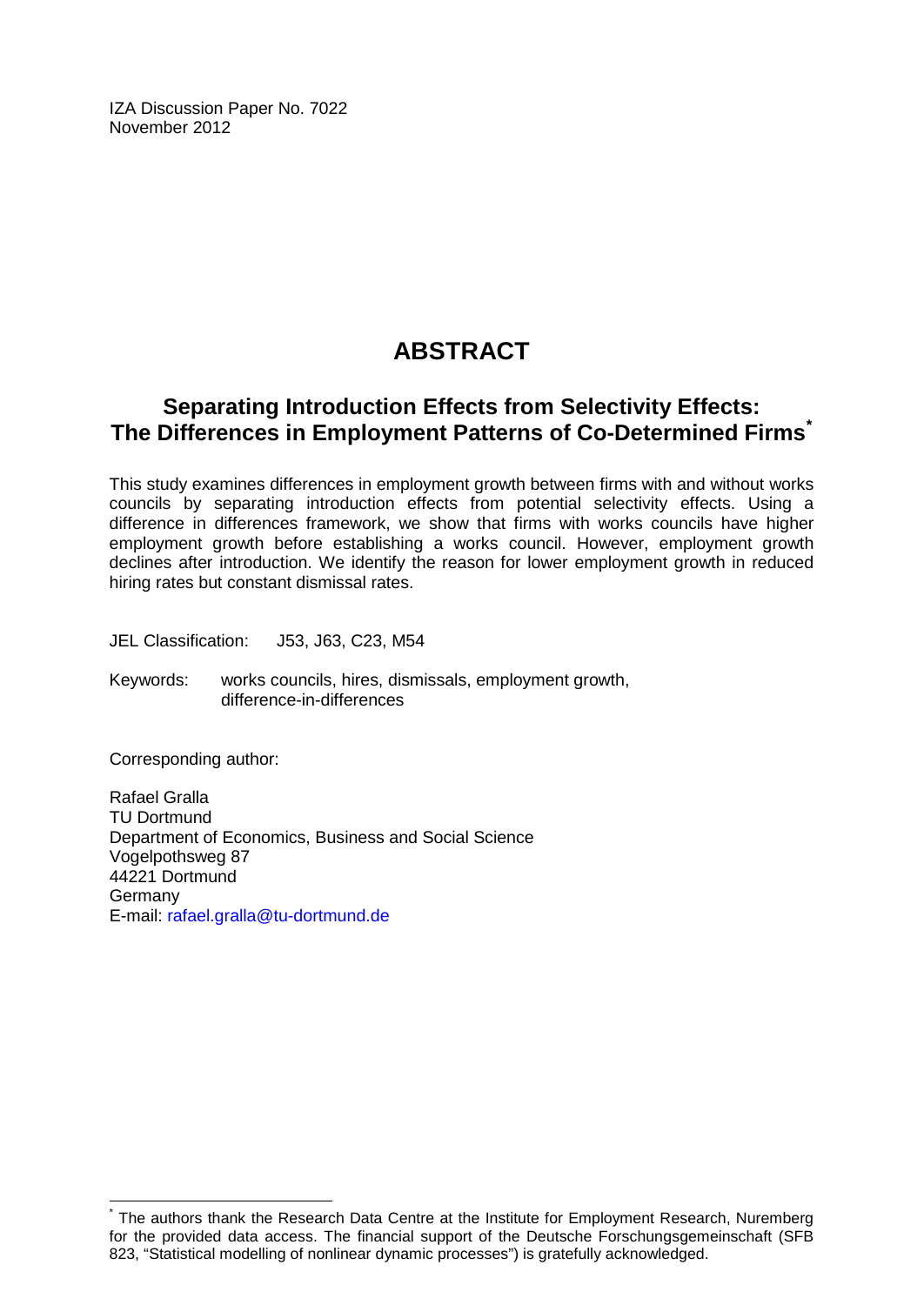IZA Discussion Paper No. 7022
November 2012

# ABSTRACT

## Separating Introduction Effects from Selectivity Effects: The Differences in Employment Patterns of Co-Determined Firms[*]

This study examines differences in employment growth between firms with and without works councils by separating introduction effects from potential selectivity effects. Using a difference in differences framework, we show that firms with works councils have higher employment growth before establishing a works council. However, employment growth declines after introduction. We identify the reason for lower employment growth in reduced hiring rates but constant dismissal rates.

JEL Classification: J53, J63, C23, M54

Keywords: works councils, hires, dismissals, employment growth, difference-in-differences

Corresponding author:

Rafael Gralla
TU Dortmund
Department of Economics, Business and Social Science
Vogelpothsweg 87
44221 Dortmund
Germany
E-mail: rafael.gralla@tu-dortmund.de

[*] The authors thank the Research Data Centre at the Institute for Employment Research, Nuremberg for the provided data access. The financial support of the Deutsche Forschungsgemeinschaft (SFB 823, "Statistical modelling of nonlinear dynamic processes") is gratefully acknowledged.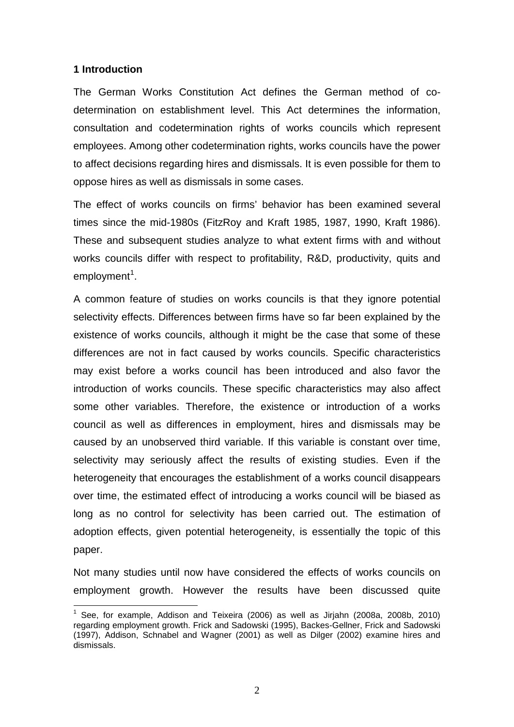## 1 Introduction

The German Works Constitution Act defines the German method of co-determination on establishment level. This Act determines the information, consultation and codetermination rights of works councils which represent employees. Among other codetermination rights, works councils have the power to affect decisions regarding hires and dismissals. It is even possible for them to oppose hires as well as dismissals in some cases.

The effect of works councils on firms' behavior has been examined several times since the mid-1980s (FitzRoy and Kraft 1985, 1987, 1990, Kraft 1986). These and subsequent studies analyze to what extent firms with and without works councils differ with respect to profitability, R&D, productivity, quits and employment[1].

A common feature of studies on works councils is that they ignore potential selectivity effects. Differences between firms have so far been explained by the existence of works councils, although it might be the case that some of these differences are not in fact caused by works councils. Specific characteristics may exist before a works council has been introduced and also favor the introduction of works councils. These specific characteristics may also affect some other variables. Therefore, the existence or introduction of a works council as well as differences in employment, hires and dismissals may be caused by an unobserved third variable. If this variable is constant over time, selectivity may seriously affect the results of existing studies. Even if the heterogeneity that encourages the establishment of a works council disappears over time, the estimated effect of introducing a works council will be biased as long as no control for selectivity has been carried out. The estimation of adoption effects, given potential heterogeneity, is essentially the topic of this paper.

Not many studies until now have considered the effects of works councils on employment growth. However the results have been discussed quite

[1] See, for example, Addison and Teixeira (2006) as well as Jirjahn (2008a, 2008b, 2010) regarding employment growth. Frick and Sadowski (1995), Backes-Gellner, Frick and Sadowski (1997), Addison, Schnabel and Wagner (2001) as well as Dilger (2002) examine hires and dismissals.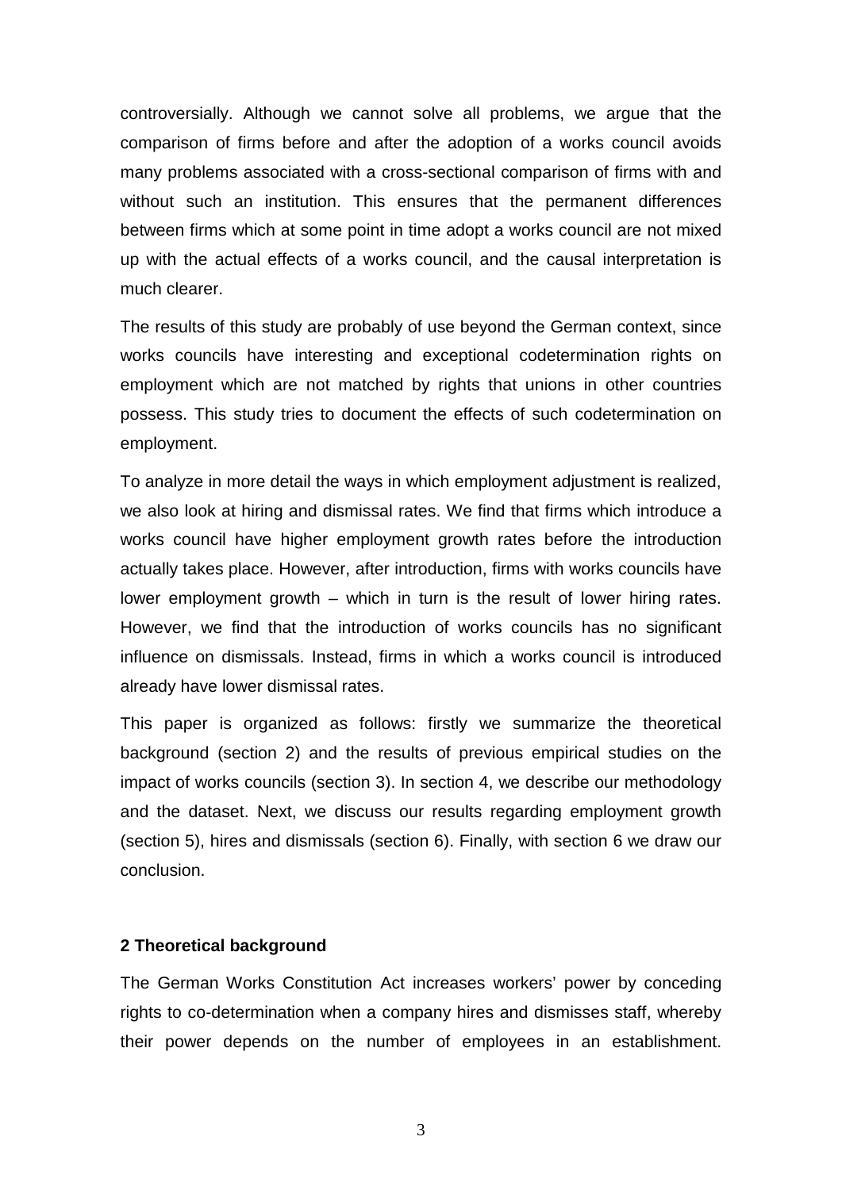controversially. Although we cannot solve all problems, we argue that the comparison of firms before and after the adoption of a works council avoids many problems associated with a cross-sectional comparison of firms with and without such an institution. This ensures that the permanent differences between firms which at some point in time adopt a works council are not mixed up with the actual effects of a works council, and the causal interpretation is much clearer.

The results of this study are probably of use beyond the German context, since works councils have interesting and exceptional codetermination rights on employment which are not matched by rights that unions in other countries possess. This study tries to document the effects of such codetermination on employment.

To analyze in more detail the ways in which employment adjustment is realized, we also look at hiring and dismissal rates. We find that firms which introduce a works council have higher employment growth rates before the introduction actually takes place. However, after introduction, firms with works councils have lower employment growth – which in turn is the result of lower hiring rates. However, we find that the introduction of works councils has no significant influence on dismissals. Instead, firms in which a works council is introduced already have lower dismissal rates.

This paper is organized as follows: firstly we summarize the theoretical background (section 2) and the results of previous empirical studies on the impact of works councils (section 3). In section 4, we describe our methodology and the dataset. Next, we discuss our results regarding employment growth (section 5), hires and dismissals (section 6). Finally, with section 6 we draw our conclusion.

## 2 Theoretical background

The German Works Constitution Act increases workers' power by conceding rights to co-determination when a company hires and dismisses staff, whereby their power depends on the number of employees in an establishment.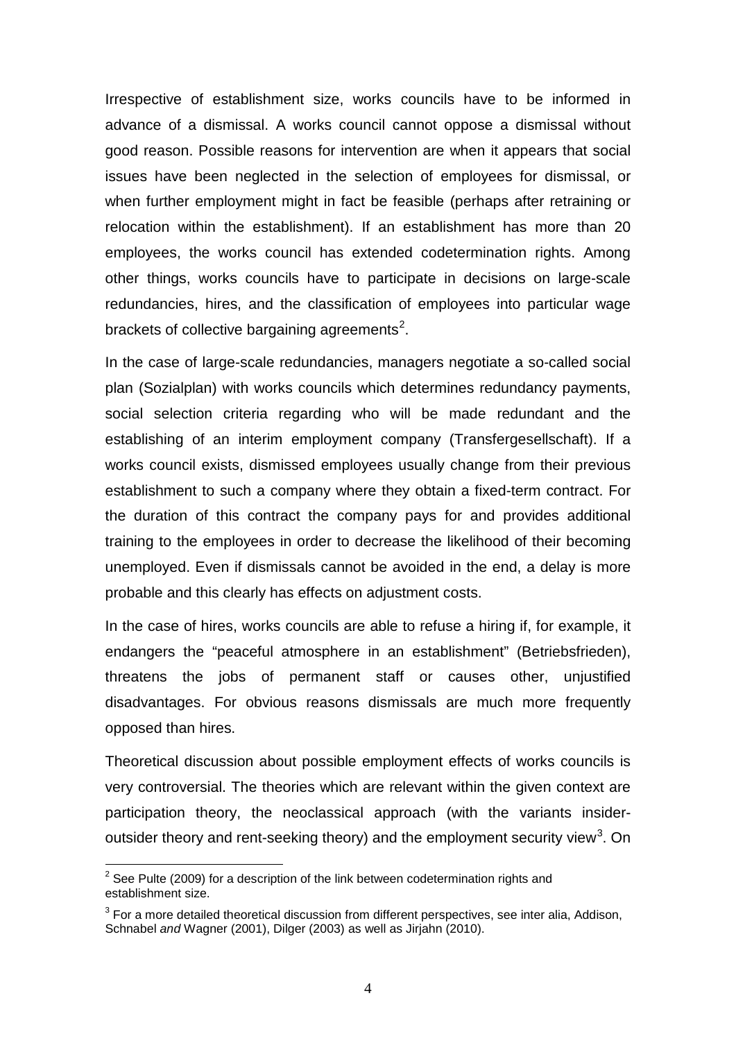Irrespective of establishment size, works councils have to be informed in advance of a dismissal. A works council cannot oppose a dismissal without good reason. Possible reasons for intervention are when it appears that social issues have been neglected in the selection of employees for dismissal, or when further employment might in fact be feasible (perhaps after retraining or relocation within the establishment). If an establishment has more than 20 employees, the works council has extended codetermination rights. Among other things, works councils have to participate in decisions on large-scale redundancies, hires, and the classification of employees into particular wage brackets of collective bargaining agreements[2].

In the case of large-scale redundancies, managers negotiate a so-called social plan (Sozialplan) with works councils which determines redundancy payments, social selection criteria regarding who will be made redundant and the establishing of an interim employment company (Transfergesellschaft). If a works council exists, dismissed employees usually change from their previous establishment to such a company where they obtain a fixed-term contract. For the duration of this contract the company pays for and provides additional training to the employees in order to decrease the likelihood of their becoming unemployed. Even if dismissals cannot be avoided in the end, a delay is more probable and this clearly has effects on adjustment costs.

In the case of hires, works councils are able to refuse a hiring if, for example, it endangers the "peaceful atmosphere in an establishment" (Betriebsfrieden), threatens the jobs of permanent staff or causes other, unjustified disadvantages. For obvious reasons dismissals are much more frequently opposed than hires.

Theoretical discussion about possible employment effects of works councils is very controversial. The theories which are relevant within the given context are participation theory, the neoclassical approach (with the variants insider-outsider theory and rent-seeking theory) and the employment security view[3]. On

---

[2] See Pulte (2009) for a description of the link between codetermination rights and establishment size.

[3] For a more detailed theoretical discussion from different perspectives, see inter alia, Addison, Schnabel *and* Wagner (2001), Dilger (2003) as well as Jirjahn (2010).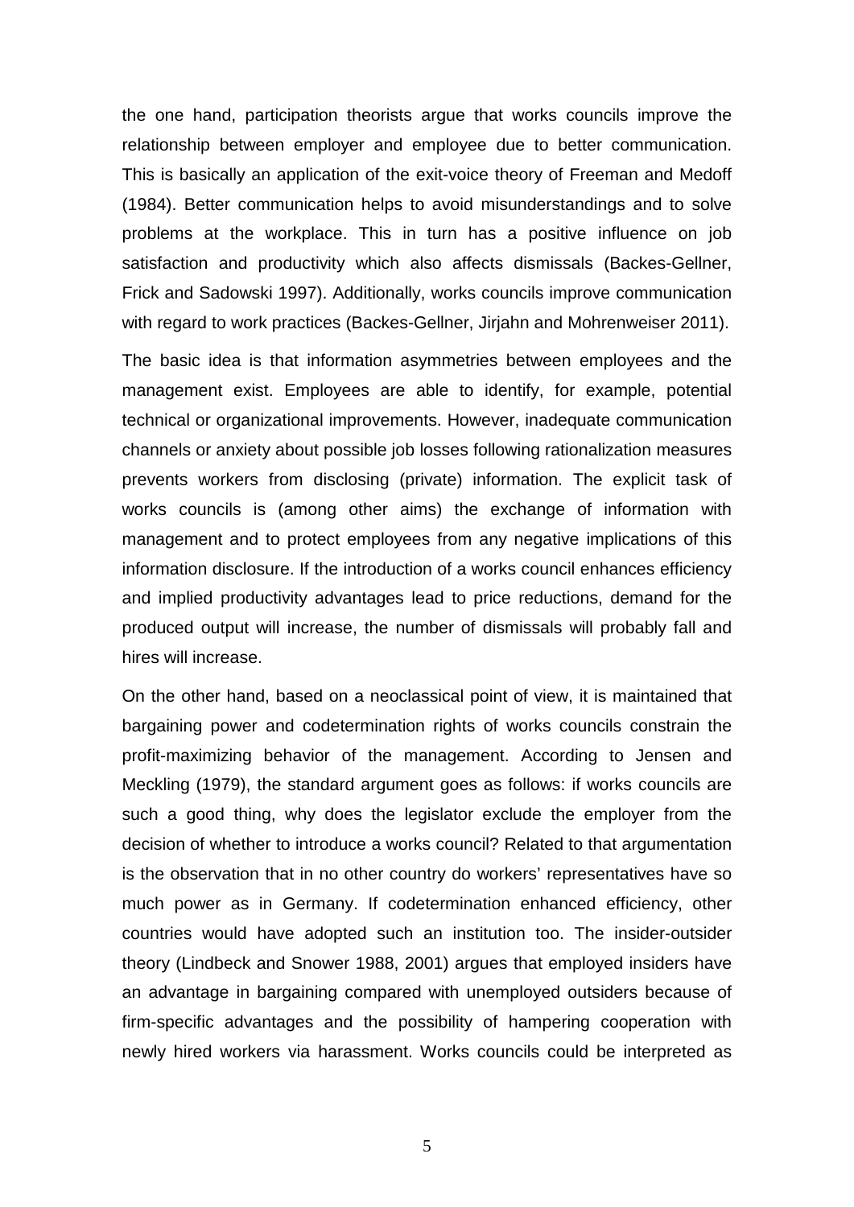the one hand, participation theorists argue that works councils improve the relationship between employer and employee due to better communication. This is basically an application of the exit-voice theory of Freeman and Medoff (1984). Better communication helps to avoid misunderstandings and to solve problems at the workplace. This in turn has a positive influence on job satisfaction and productivity which also affects dismissals (Backes-Gellner, Frick and Sadowski 1997). Additionally, works councils improve communication with regard to work practices (Backes-Gellner, Jirjahn and Mohrenweiser 2011).

The basic idea is that information asymmetries between employees and the management exist. Employees are able to identify, for example, potential technical or organizational improvements. However, inadequate communication channels or anxiety about possible job losses following rationalization measures prevents workers from disclosing (private) information. The explicit task of works councils is (among other aims) the exchange of information with management and to protect employees from any negative implications of this information disclosure. If the introduction of a works council enhances efficiency and implied productivity advantages lead to price reductions, demand for the produced output will increase, the number of dismissals will probably fall and hires will increase.

On the other hand, based on a neoclassical point of view, it is maintained that bargaining power and codetermination rights of works councils constrain the profit-maximizing behavior of the management. According to Jensen and Meckling (1979), the standard argument goes as follows: if works councils are such a good thing, why does the legislator exclude the employer from the decision of whether to introduce a works council? Related to that argumentation is the observation that in no other country do workers' representatives have so much power as in Germany. If codetermination enhanced efficiency, other countries would have adopted such an institution too. The insider-outsider theory (Lindbeck and Snower 1988, 2001) argues that employed insiders have an advantage in bargaining compared with unemployed outsiders because of firm-specific advantages and the possibility of hampering cooperation with newly hired workers via harassment. Works councils could be interpreted as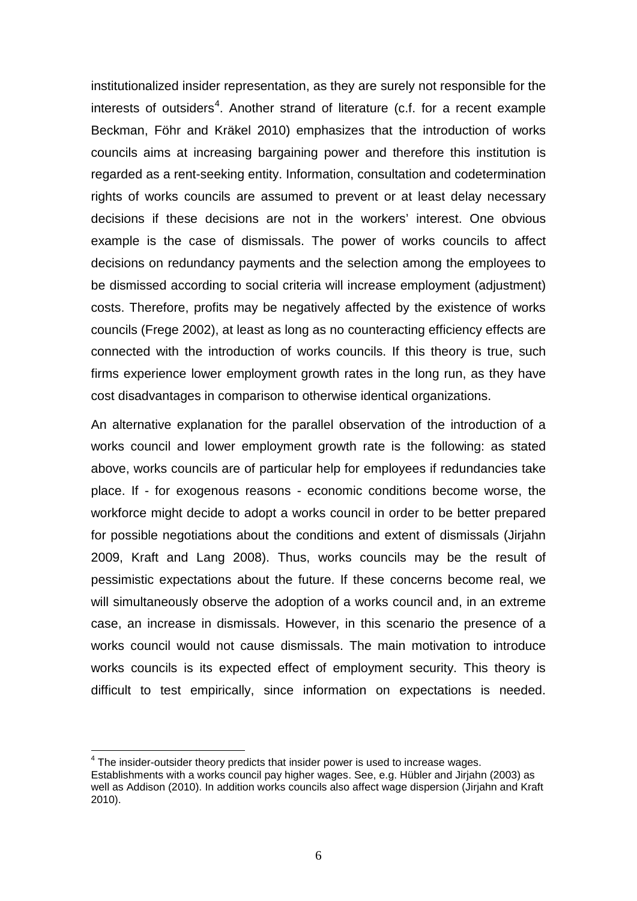institutionalized insider representation, as they are surely not responsible for the interests of outsiders[4]. Another strand of literature (c.f. for a recent example Beckman, Föhr and Kräkel 2010) emphasizes that the introduction of works councils aims at increasing bargaining power and therefore this institution is regarded as a rent-seeking entity. Information, consultation and codetermination rights of works councils are assumed to prevent or at least delay necessary decisions if these decisions are not in the workers' interest. One obvious example is the case of dismissals. The power of works councils to affect decisions on redundancy payments and the selection among the employees to be dismissed according to social criteria will increase employment (adjustment) costs. Therefore, profits may be negatively affected by the existence of works councils (Frege 2002), at least as long as no counteracting efficiency effects are connected with the introduction of works councils. If this theory is true, such firms experience lower employment growth rates in the long run, as they have cost disadvantages in comparison to otherwise identical organizations.

An alternative explanation for the parallel observation of the introduction of a works council and lower employment growth rate is the following: as stated above, works councils are of particular help for employees if redundancies take place. If - for exogenous reasons - economic conditions become worse, the workforce might decide to adopt a works council in order to be better prepared for possible negotiations about the conditions and extent of dismissals (Jirjahn 2009, Kraft and Lang 2008). Thus, works councils may be the result of pessimistic expectations about the future. If these concerns become real, we will simultaneously observe the adoption of a works council and, in an extreme case, an increase in dismissals. However, in this scenario the presence of a works council would not cause dismissals. The main motivation to introduce works councils is its expected effect of employment security. This theory is difficult to test empirically, since information on expectations is needed.

[4] The insider-outsider theory predicts that insider power is used to increase wages. Establishments with a works council pay higher wages. See, e.g. Hübler and Jirjahn (2003) as well as Addison (2010). In addition works councils also affect wage dispersion (Jirjahn and Kraft 2010).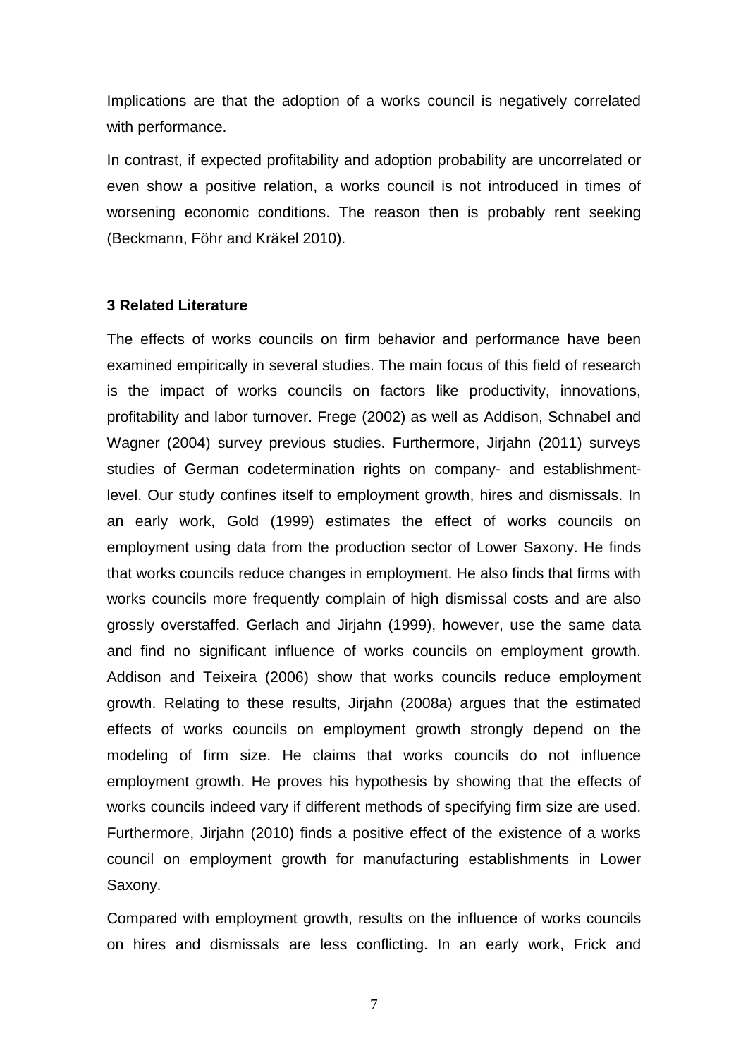Implications are that the adoption of a works council is negatively correlated with performance.

In contrast, if expected profitability and adoption probability are uncorrelated or even show a positive relation, a works council is not introduced in times of worsening economic conditions. The reason then is probably rent seeking (Beckmann, Föhr and Kräkel 2010).

## 3 Related Literature

The effects of works councils on firm behavior and performance have been examined empirically in several studies. The main focus of this field of research is the impact of works councils on factors like productivity, innovations, profitability and labor turnover. Frege (2002) as well as Addison, Schnabel and Wagner (2004) survey previous studies. Furthermore, Jirjahn (2011) surveys studies of German codetermination rights on company- and establishment-level. Our study confines itself to employment growth, hires and dismissals. In an early work, Gold (1999) estimates the effect of works councils on employment using data from the production sector of Lower Saxony. He finds that works councils reduce changes in employment. He also finds that firms with works councils more frequently complain of high dismissal costs and are also grossly overstaffed. Gerlach and Jirjahn (1999), however, use the same data and find no significant influence of works councils on employment growth. Addison and Teixeira (2006) show that works councils reduce employment growth. Relating to these results, Jirjahn (2008a) argues that the estimated effects of works councils on employment growth strongly depend on the modeling of firm size. He claims that works councils do not influence employment growth. He proves his hypothesis by showing that the effects of works councils indeed vary if different methods of specifying firm size are used. Furthermore, Jirjahn (2010) finds a positive effect of the existence of a works council on employment growth for manufacturing establishments in Lower Saxony.

Compared with employment growth, results on the influence of works councils on hires and dismissals are less conflicting. In an early work, Frick and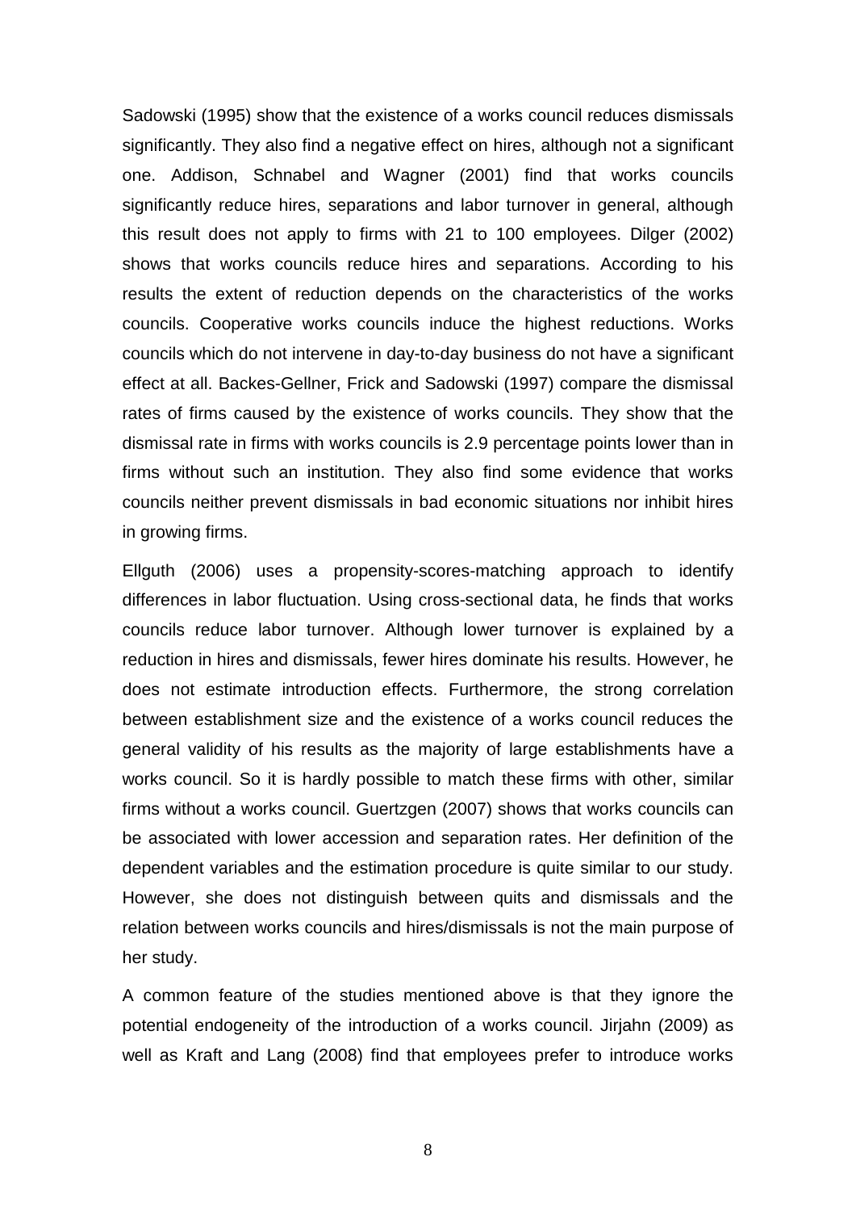Sadowski (1995) show that the existence of a works council reduces dismissals significantly. They also find a negative effect on hires, although not a significant one. Addison, Schnabel and Wagner (2001) find that works councils significantly reduce hires, separations and labor turnover in general, although this result does not apply to firms with 21 to 100 employees. Dilger (2002) shows that works councils reduce hires and separations. According to his results the extent of reduction depends on the characteristics of the works councils. Cooperative works councils induce the highest reductions. Works councils which do not intervene in day-to-day business do not have a significant effect at all. Backes-Gellner, Frick and Sadowski (1997) compare the dismissal rates of firms caused by the existence of works councils. They show that the dismissal rate in firms with works councils is 2.9 percentage points lower than in firms without such an institution. They also find some evidence that works councils neither prevent dismissals in bad economic situations nor inhibit hires in growing firms.

Ellguth (2006) uses a propensity-scores-matching approach to identify differences in labor fluctuation. Using cross-sectional data, he finds that works councils reduce labor turnover. Although lower turnover is explained by a reduction in hires and dismissals, fewer hires dominate his results. However, he does not estimate introduction effects. Furthermore, the strong correlation between establishment size and the existence of a works council reduces the general validity of his results as the majority of large establishments have a works council. So it is hardly possible to match these firms with other, similar firms without a works council. Guertzgen (2007) shows that works councils can be associated with lower accession and separation rates. Her definition of the dependent variables and the estimation procedure is quite similar to our study. However, she does not distinguish between quits and dismissals and the relation between works councils and hires/dismissals is not the main purpose of her study.

A common feature of the studies mentioned above is that they ignore the potential endogeneity of the introduction of a works council. Jirjahn (2009) as well as Kraft and Lang (2008) find that employees prefer to introduce works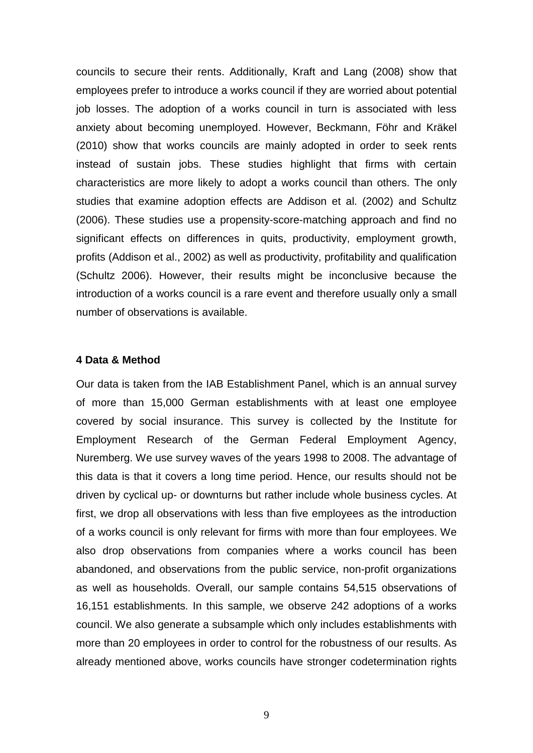councils to secure their rents. Additionally, Kraft and Lang (2008) show that employees prefer to introduce a works council if they are worried about potential job losses. The adoption of a works council in turn is associated with less anxiety about becoming unemployed. However, Beckmann, Föhr and Kräkel (2010) show that works councils are mainly adopted in order to seek rents instead of sustain jobs. These studies highlight that firms with certain characteristics are more likely to adopt a works council than others. The only studies that examine adoption effects are Addison et al. (2002) and Schultz (2006). These studies use a propensity-score-matching approach and find no significant effects on differences in quits, productivity, employment growth, profits (Addison et al., 2002) as well as productivity, profitability and qualification (Schultz 2006). However, their results might be inconclusive because the introduction of a works council is a rare event and therefore usually only a small number of observations is available.

#### 4 Data & Method

Our data is taken from the IAB Establishment Panel, which is an annual survey of more than 15,000 German establishments with at least one employee covered by social insurance. This survey is collected by the Institute for Employment Research of the German Federal Employment Agency, Nuremberg. We use survey waves of the years 1998 to 2008. The advantage of this data is that it covers a long time period. Hence, our results should not be driven by cyclical up- or downturns but rather include whole business cycles. At first, we drop all observations with less than five employees as the introduction of a works council is only relevant for firms with more than four employees. We also drop observations from companies where a works council has been abandoned, and observations from the public service, non-profit organizations as well as households. Overall, our sample contains 54,515 observations of 16,151 establishments. In this sample, we observe 242 adoptions of a works council. We also generate a subsample which only includes establishments with more than 20 employees in order to control for the robustness of our results. As already mentioned above, works councils have stronger codetermination rights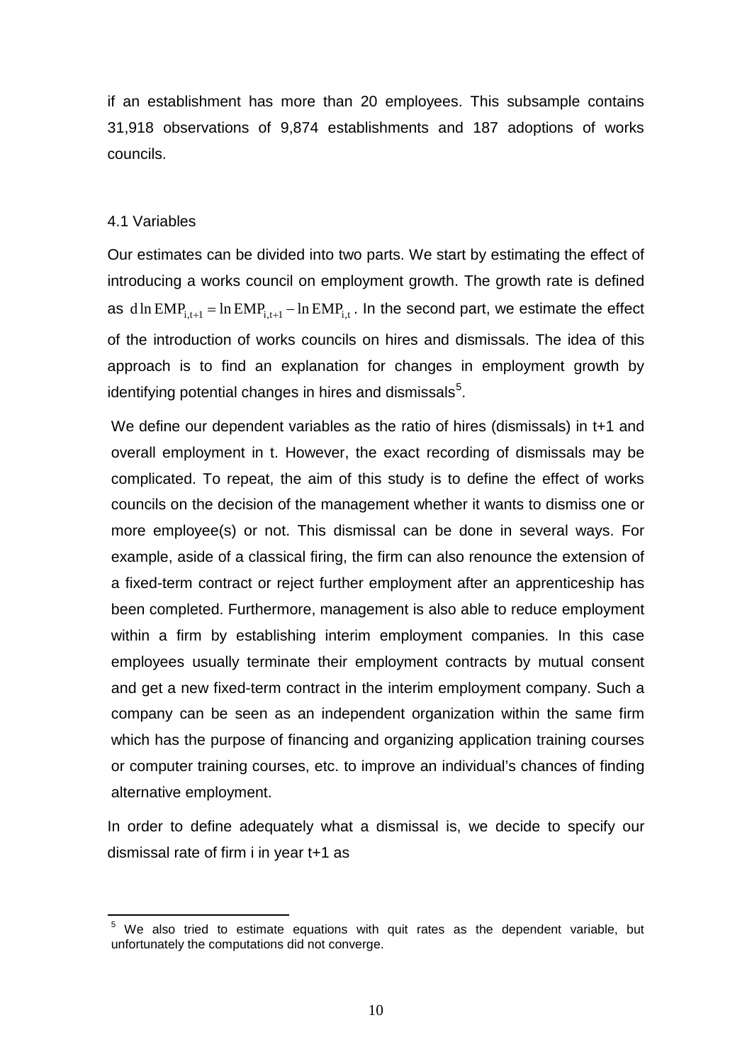if an establishment has more than 20 employees. This subsample contains 31,918 observations of 9,874 establishments and 187 adoptions of works councils.

### 4.1 Variables

Our estimates can be divided into two parts. We start by estimating the effect of introducing a works council on employment growth. The growth rate is defined as $d\ln EMP_{i,t+1} = \ln EMP_{i,t+1} - \ln EMP_{i,t}$. In the second part, we estimate the effect of the introduction of works councils on hires and dismissals. The idea of this approach is to find an explanation for changes in employment growth by identifying potential changes in hires and dismissals[5].

We define our dependent variables as the ratio of hires (dismissals) in t+1 and overall employment in t. However, the exact recording of dismissals may be complicated. To repeat, the aim of this study is to define the effect of works councils on the decision of the management whether it wants to dismiss one or more employee(s) or not. This dismissal can be done in several ways. For example, aside of a classical firing, the firm can also renounce the extension of a fixed-term contract or reject further employment after an apprenticeship has been completed. Furthermore, management is also able to reduce employment within a firm by establishing interim employment companies. In this case employees usually terminate their employment contracts by mutual consent and get a new fixed-term contract in the interim employment company. Such a company can be seen as an independent organization within the same firm which has the purpose of financing and organizing application training courses or computer training courses, etc. to improve an individual's chances of finding alternative employment.

In order to define adequately what a dismissal is, we decide to specify our dismissal rate of firm i in year t+1 as

[5] We also tried to estimate equations with quit rates as the dependent variable, but unfortunately the computations did not converge.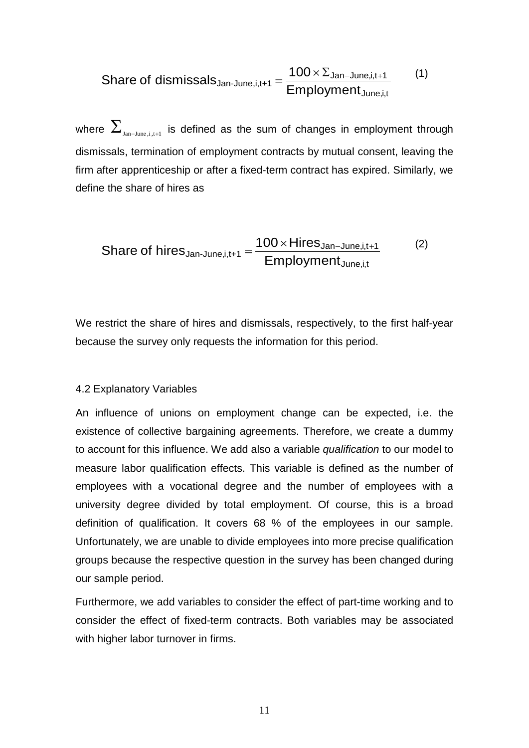$$\text{Share of dismissals}_{\text{Jan-June,i,t+1}} = \frac{100 \times \Sigma_{\text{Jan-June,i,t+1}}}{\text{Employment}_{\text{June,i,t}}} \qquad (1)$$

where $\Sigma_{\text{Jan-June},i,t+1}$ is defined as the sum of changes in employment through dismissals, termination of employment contracts by mutual consent, leaving the firm after apprenticeship or after a fixed-term contract has expired. Similarly, we define the share of hires as

$$\text{Share of hires}_{\text{Jan-June,i,t+1}} = \frac{100 \times \text{Hires}_{\text{Jan-June,i,t+1}}}{\text{Employment}_{\text{June,i,t}}} \qquad (2)$$

We restrict the share of hires and dismissals, respectively, to the first half-year because the survey only requests the information for this period.

#### 4.2 Explanatory Variables

An influence of unions on employment change can be expected, i.e. the existence of collective bargaining agreements. Therefore, we create a dummy to account for this influence. We add also a variable *qualification* to our model to measure labor qualification effects. This variable is defined as the number of employees with a vocational degree and the number of employees with a university degree divided by total employment. Of course, this is a broad definition of qualification. It covers 68 % of the employees in our sample. Unfortunately, we are unable to divide employees into more precise qualification groups because the respective question in the survey has been changed during our sample period.

Furthermore, we add variables to consider the effect of part-time working and to consider the effect of fixed-term contracts. Both variables may be associated with higher labor turnover in firms.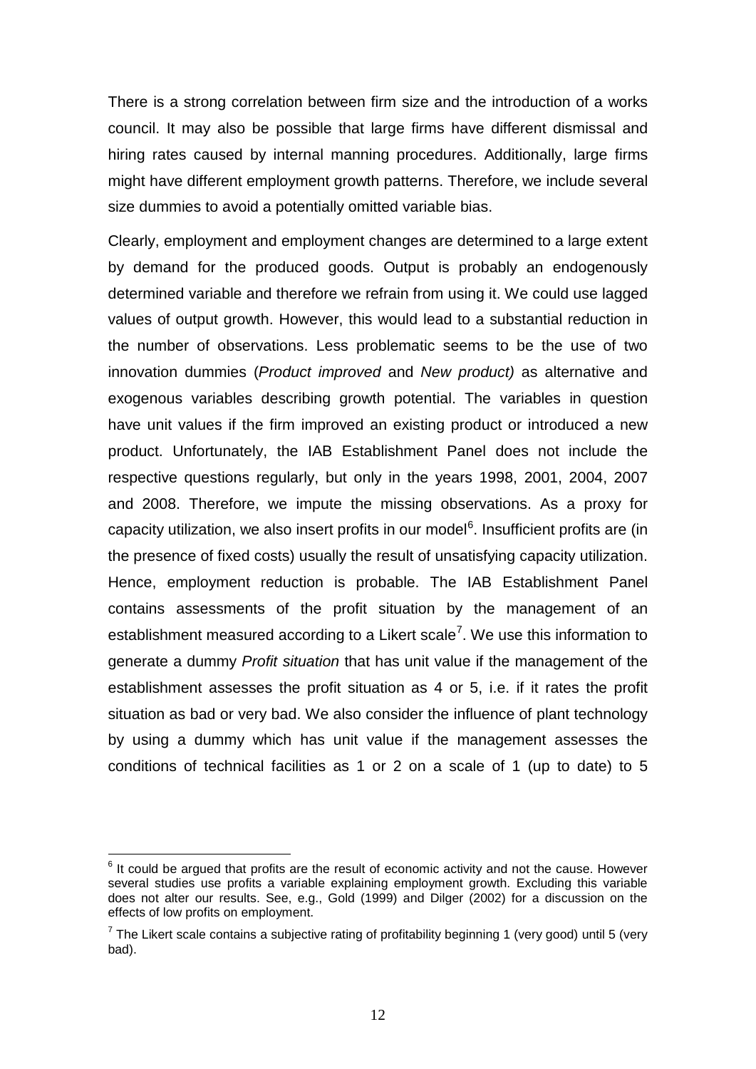There is a strong correlation between firm size and the introduction of a works council. It may also be possible that large firms have different dismissal and hiring rates caused by internal manning procedures. Additionally, large firms might have different employment growth patterns. Therefore, we include several size dummies to avoid a potentially omitted variable bias.

Clearly, employment and employment changes are determined to a large extent by demand for the produced goods. Output is probably an endogenously determined variable and therefore we refrain from using it. We could use lagged values of output growth. However, this would lead to a substantial reduction in the number of observations. Less problematic seems to be the use of two innovation dummies (*Product improved* and *New product)* as alternative and exogenous variables describing growth potential. The variables in question have unit values if the firm improved an existing product or introduced a new product. Unfortunately, the IAB Establishment Panel does not include the respective questions regularly, but only in the years 1998, 2001, 2004, 2007 and 2008. Therefore, we impute the missing observations. As a proxy for capacity utilization, we also insert profits in our model[6]. Insufficient profits are (in the presence of fixed costs) usually the result of unsatisfying capacity utilization. Hence, employment reduction is probable. The IAB Establishment Panel contains assessments of the profit situation by the management of an establishment measured according to a Likert scale[7]. We use this information to generate a dummy *Profit situation* that has unit value if the management of the establishment assesses the profit situation as 4 or 5, i.e. if it rates the profit situation as bad or very bad. We also consider the influence of plant technology by using a dummy which has unit value if the management assesses the conditions of technical facilities as 1 or 2 on a scale of 1 (up to date) to 5

[6] It could be argued that profits are the result of economic activity and not the cause. However several studies use profits a variable explaining employment growth. Excluding this variable does not alter our results. See, e.g., Gold (1999) and Dilger (2002) for a discussion on the effects of low profits on employment.

[7] The Likert scale contains a subjective rating of profitability beginning 1 (very good) until 5 (very bad).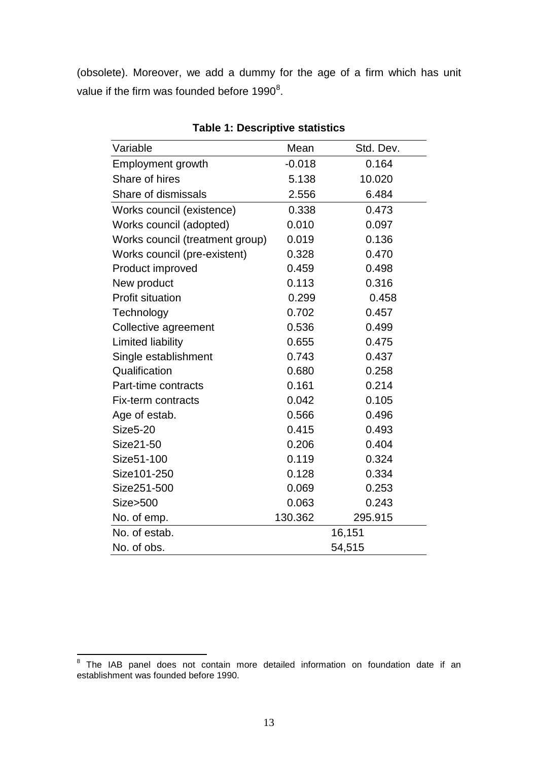(obsolete). Moreover, we add a dummy for the age of a firm which has unit value if the firm was founded before 1990[8].

**Table 1: Descriptive statistics**

| Variable | Mean | Std. Dev. |
|---|---|---|
| Employment growth | -0.018 | 0.164 |
| Share of hires | 5.138 | 10.020 |
| Share of dismissals | 2.556 | 6.484 |
| Works council (existence) | 0.338 | 0.473 |
| Works council (adopted) | 0.010 | 0.097 |
| Works council (treatment group) | 0.019 | 0.136 |
| Works council (pre-existent) | 0.328 | 0.470 |
| Product improved | 0.459 | 0.498 |
| New product | 0.113 | 0.316 |
| Profit situation | 0.299 | 0.458 |
| Technology | 0.702 | 0.457 |
| Collective agreement | 0.536 | 0.499 |
| Limited liability | 0.655 | 0.475 |
| Single establishment | 0.743 | 0.437 |
| Qualification | 0.680 | 0.258 |
| Part-time contracts | 0.161 | 0.214 |
| Fix-term contracts | 0.042 | 0.105 |
| Age of estab. | 0.566 | 0.496 |
| Size5-20 | 0.415 | 0.493 |
| Size21-50 | 0.206 | 0.404 |
| Size51-100 | 0.119 | 0.324 |
| Size101-250 | 0.128 | 0.334 |
| Size251-500 | 0.069 | 0.253 |
| Size>500 | 0.063 | 0.243 |
| No. of emp. | 130.362 | 295.915 |
| No. of estab. | 16,151 | |
| No. of obs. | 54,515 | |

[8] The IAB panel does not contain more detailed information on foundation date if an establishment was founded before 1990.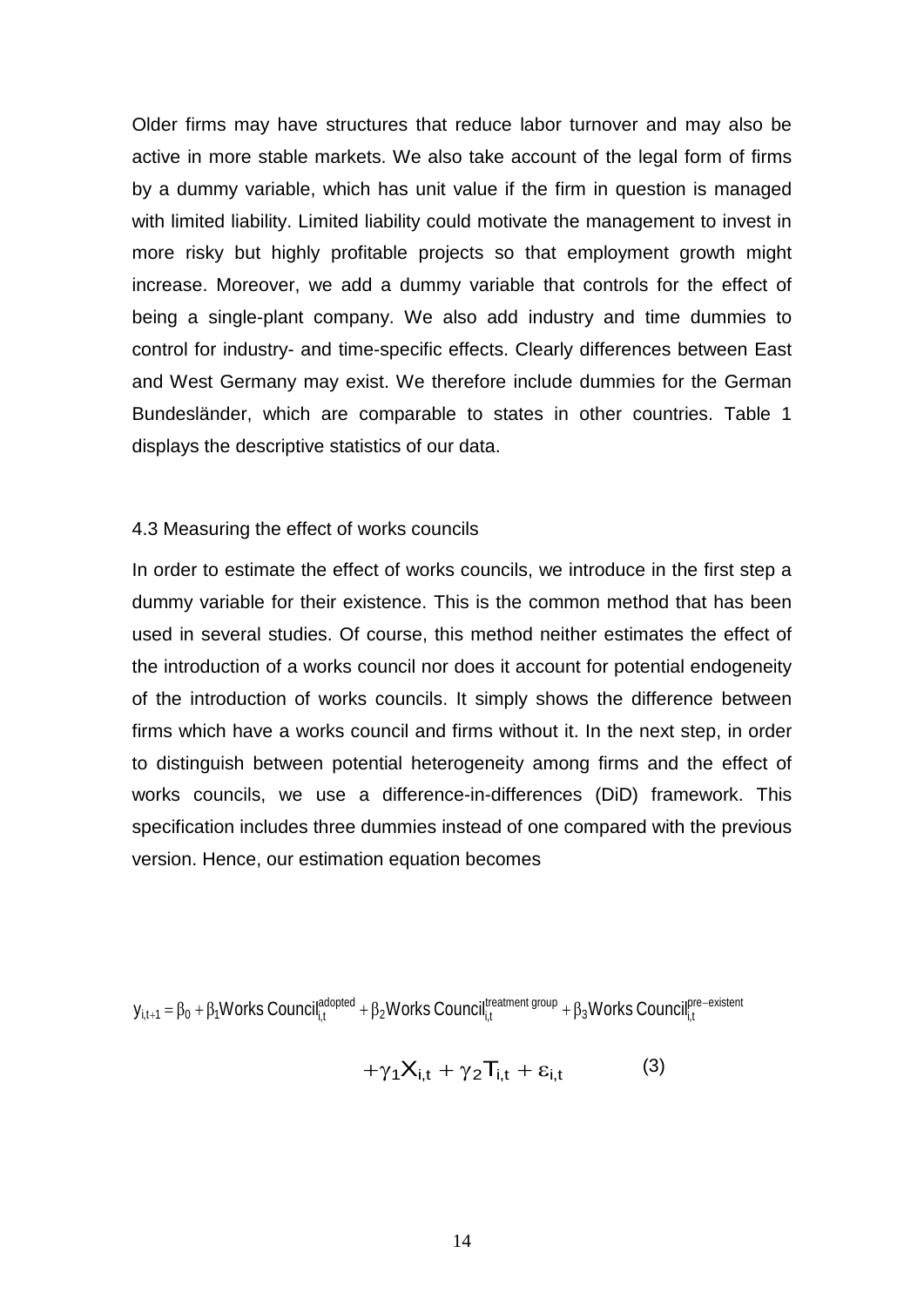Older firms may have structures that reduce labor turnover and may also be active in more stable markets. We also take account of the legal form of firms by a dummy variable, which has unit value if the firm in question is managed with limited liability. Limited liability could motivate the management to invest in more risky but highly profitable projects so that employment growth might increase. Moreover, we add a dummy variable that controls for the effect of being a single-plant company. We also add industry and time dummies to control for industry- and time-specific effects. Clearly differences between East and West Germany may exist. We therefore include dummies for the German Bundesländer, which are comparable to states in other countries. Table 1 displays the descriptive statistics of our data.

### 4.3 Measuring the effect of works councils

In order to estimate the effect of works councils, we introduce in the first step a dummy variable for their existence. This is the common method that has been used in several studies. Of course, this method neither estimates the effect of the introduction of a works council nor does it account for potential endogeneity of the introduction of works councils. It simply shows the difference between firms which have a works council and firms without it. In the next step, in order to distinguish between potential heterogeneity among firms and the effect of works councils, we use a difference-in-differences (DiD) framework. This specification includes three dummies instead of one compared with the previous version. Hence, our estimation equation becomes

$$y_{i,t+1} = \beta_0 + \beta_1 \text{Works Council}_{i,t}^{\text{adopted}} + \beta_2 \text{Works Council}_{i,t}^{\text{treatment group}} + \beta_3 \text{Works Council}_{i,t}^{\text{pre-existent}} + \gamma_1 X_{i,t} + \gamma_2 T_{i,t} + \varepsilon_{i,t} \qquad (3)$$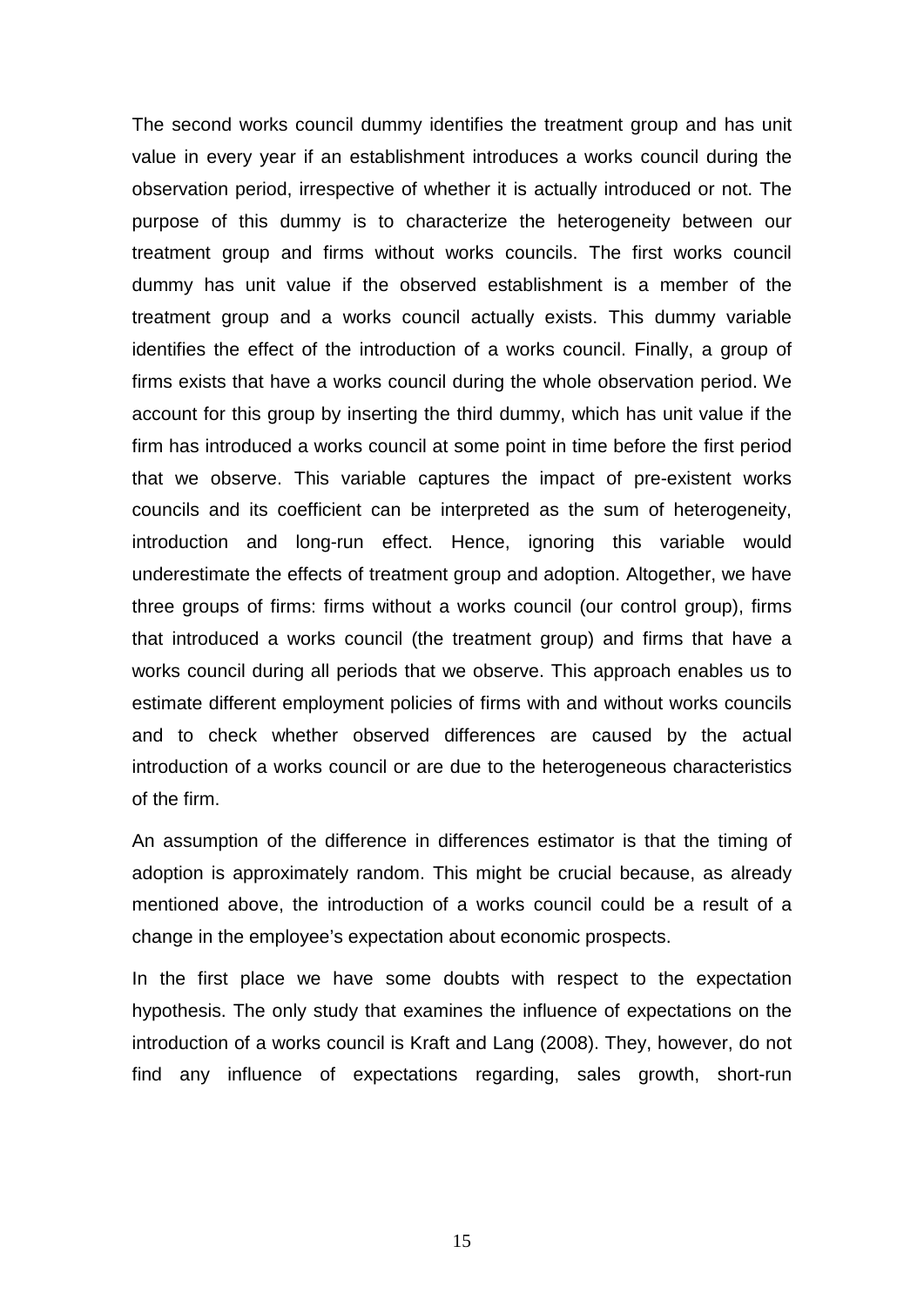The second works council dummy identifies the treatment group and has unit value in every year if an establishment introduces a works council during the observation period, irrespective of whether it is actually introduced or not. The purpose of this dummy is to characterize the heterogeneity between our treatment group and firms without works councils. The first works council dummy has unit value if the observed establishment is a member of the treatment group and a works council actually exists. This dummy variable identifies the effect of the introduction of a works council. Finally, a group of firms exists that have a works council during the whole observation period. We account for this group by inserting the third dummy, which has unit value if the firm has introduced a works council at some point in time before the first period that we observe. This variable captures the impact of pre-existent works councils and its coefficient can be interpreted as the sum of heterogeneity, introduction and long-run effect. Hence, ignoring this variable would underestimate the effects of treatment group and adoption. Altogether, we have three groups of firms: firms without a works council (our control group), firms that introduced a works council (the treatment group) and firms that have a works council during all periods that we observe. This approach enables us to estimate different employment policies of firms with and without works councils and to check whether observed differences are caused by the actual introduction of a works council or are due to the heterogeneous characteristics of the firm.

An assumption of the difference in differences estimator is that the timing of adoption is approximately random. This might be crucial because, as already mentioned above, the introduction of a works council could be a result of a change in the employee's expectation about economic prospects.

In the first place we have some doubts with respect to the expectation hypothesis. The only study that examines the influence of expectations on the introduction of a works council is Kraft and Lang (2008). They, however, do not find any influence of expectations regarding, sales growth, short-run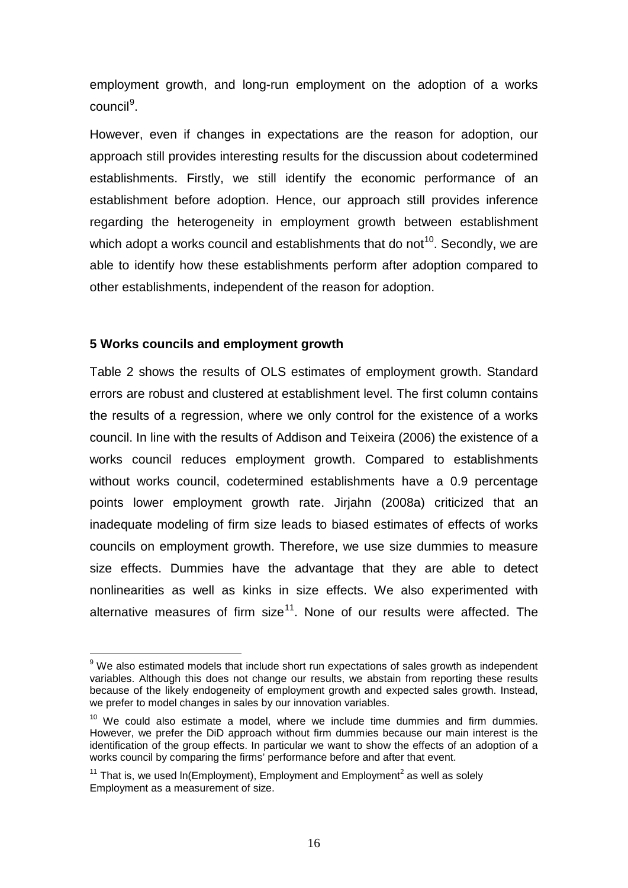employment growth, and long-run employment on the adoption of a works council[9].

However, even if changes in expectations are the reason for adoption, our approach still provides interesting results for the discussion about codetermined establishments. Firstly, we still identify the economic performance of an establishment before adoption. Hence, our approach still provides inference regarding the heterogeneity in employment growth between establishment which adopt a works council and establishments that do not[10]. Secondly, we are able to identify how these establishments perform after adoption compared to other establishments, independent of the reason for adoption.

## 5 Works councils and employment growth

Table 2 shows the results of OLS estimates of employment growth. Standard errors are robust and clustered at establishment level. The first column contains the results of a regression, where we only control for the existence of a works council. In line with the results of Addison and Teixeira (2006) the existence of a works council reduces employment growth. Compared to establishments without works council, codetermined establishments have a 0.9 percentage points lower employment growth rate. Jirjahn (2008a) criticized that an inadequate modeling of firm size leads to biased estimates of effects of works councils on employment growth. Therefore, we use size dummies to measure size effects. Dummies have the advantage that they are able to detect nonlinearities as well as kinks in size effects. We also experimented with alternative measures of firm size[11]. None of our results were affected. The

---

[9] We also estimated models that include short run expectations of sales growth as independent variables. Although this does not change our results, we abstain from reporting these results because of the likely endogeneity of employment growth and expected sales growth. Instead, we prefer to model changes in sales by our innovation variables.

[10] We could also estimate a model, where we include time dummies and firm dummies. However, we prefer the DiD approach without firm dummies because our main interest is the identification of the group effects. In particular we want to show the effects of an adoption of a works council by comparing the firms' performance before and after that event.

[11] That is, we used ln(Employment), Employment and Employment$^2$ as well as solely Employment as a measurement of size.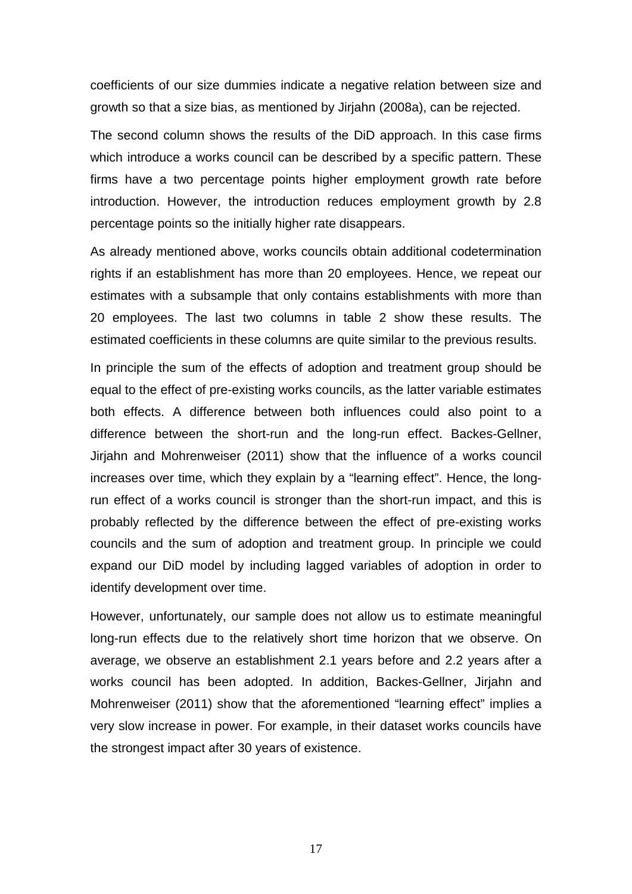coefficients of our size dummies indicate a negative relation between size and growth so that a size bias, as mentioned by Jirjahn (2008a), can be rejected.

The second column shows the results of the DiD approach. In this case firms which introduce a works council can be described by a specific pattern. These firms have a two percentage points higher employment growth rate before introduction. However, the introduction reduces employment growth by 2.8 percentage points so the initially higher rate disappears.

As already mentioned above, works councils obtain additional codetermination rights if an establishment has more than 20 employees. Hence, we repeat our estimates with a subsample that only contains establishments with more than 20 employees. The last two columns in table 2 show these results. The estimated coefficients in these columns are quite similar to the previous results.

In principle the sum of the effects of adoption and treatment group should be equal to the effect of pre-existing works councils, as the latter variable estimates both effects. A difference between both influences could also point to a difference between the short-run and the long-run effect. Backes-Gellner, Jirjahn and Mohrenweiser (2011) show that the influence of a works council increases over time, which they explain by a "learning effect". Hence, the long-run effect of a works council is stronger than the short-run impact, and this is probably reflected by the difference between the effect of pre-existing works councils and the sum of adoption and treatment group. In principle we could expand our DiD model by including lagged variables of adoption in order to identify development over time.

However, unfortunately, our sample does not allow us to estimate meaningful long-run effects due to the relatively short time horizon that we observe. On average, we observe an establishment 2.1 years before and 2.2 years after a works council has been adopted. In addition, Backes-Gellner, Jirjahn and Mohrenweiser (2011) show that the aforementioned "learning effect" implies a very slow increase in power. For example, in their dataset works councils have the strongest impact after 30 years of existence.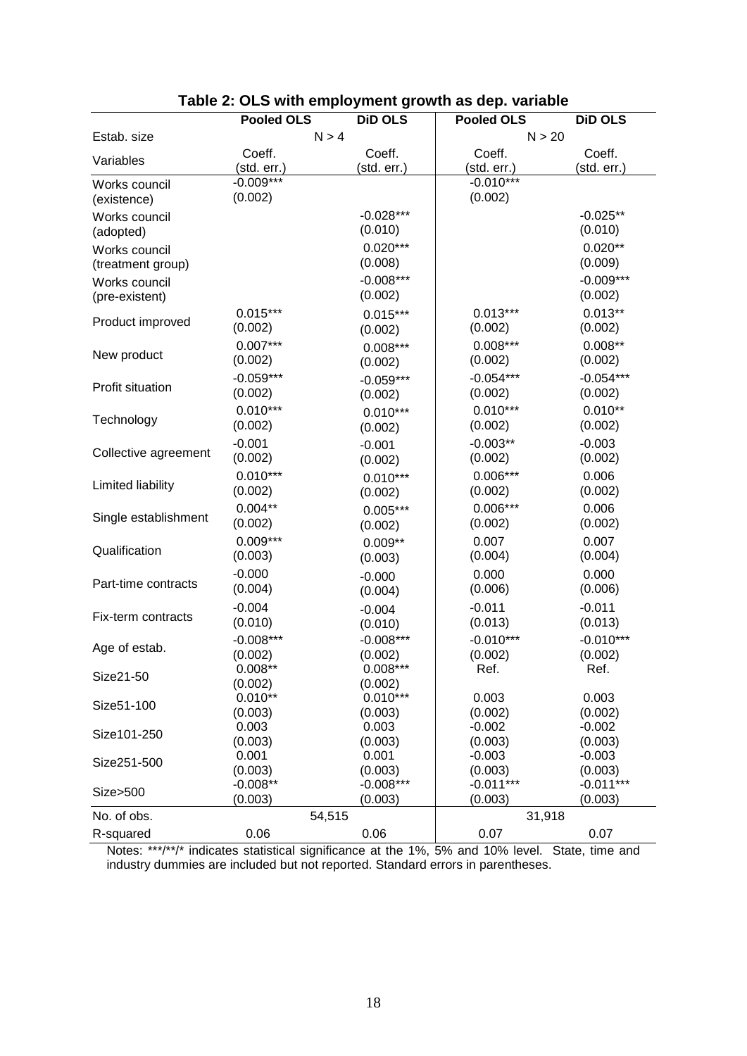**Table 2: OLS with employment growth as dep. variable**

| | Pooled OLS | DiD OLS | Pooled OLS | DiD OLS |
|---|---|---|---|---|
| Estab. size | N > 4 | | N > 20 | |
| Variables | Coeff. (std. err.) | Coeff. (std. err.) | Coeff. (std. err.) | Coeff. (std. err.) |
| Works council (existence) | -0.009*** (0.002) | | -0.010*** (0.002) | |
| Works council (adopted) | | -0.028*** (0.010) | | -0.025** (0.010) |
| Works council (treatment group) | | 0.020*** (0.008) | | 0.020** (0.009) |
| Works council (pre-existent) | | -0.008*** (0.002) | | -0.009*** (0.002) |
| Product improved | 0.015*** (0.002) | 0.015*** (0.002) | 0.013*** (0.002) | 0.013** (0.002) |
| New product | 0.007*** (0.002) | 0.008*** (0.002) | 0.008*** (0.002) | 0.008** (0.002) |
| Profit situation | -0.059*** (0.002) | -0.059*** (0.002) | -0.054*** (0.002) | -0.054*** (0.002) |
| Technology | 0.010*** (0.002) | 0.010*** (0.002) | 0.010*** (0.002) | 0.010** (0.002) |
| Collective agreement | -0.001 (0.002) | -0.001 (0.002) | -0.003** (0.002) | -0.003 (0.002) |
| Limited liability | 0.010*** (0.002) | 0.010*** (0.002) | 0.006*** (0.002) | 0.006 (0.002) |
| Single establishment | 0.004** (0.002) | 0.005*** (0.002) | 0.006*** (0.002) | 0.006 (0.002) |
| Qualification | 0.009*** (0.003) | 0.009** (0.003) | 0.007 (0.004) | 0.007 (0.004) |
| Part-time contracts | -0.000 (0.004) | -0.000 (0.004) | 0.000 (0.006) | 0.000 (0.006) |
| Fix-term contracts | -0.004 (0.010) | -0.004 (0.010) | -0.011 (0.013) | -0.011 (0.013) |
| Age of estab. | -0.008*** (0.002) | -0.008*** (0.002) | -0.010*** (0.002) | -0.010*** (0.002) |
| Size21-50 | 0.008** (0.002) | 0.008*** (0.002) | Ref. | Ref. |
| Size51-100 | 0.010** (0.003) | 0.010*** (0.003) | 0.003 (0.002) | 0.003 (0.002) |
| Size101-250 | 0.003 (0.003) | 0.003 (0.003) | -0.002 (0.003) | -0.002 (0.003) |
| Size251-500 | 0.001 (0.003) | 0.001 (0.003) | -0.003 (0.003) | -0.003 (0.003) |
| Size>500 | -0.008** (0.003) | -0.008*** (0.003) | -0.011*** (0.003) | -0.011*** (0.003) |
| No. of obs. | 54,515 | | 31,918 | |
| R-squared | 0.06 | 0.06 | 0.07 | 0.07 |

Notes: ***/**/* indicates statistical significance at the 1%, 5% and 10% level. State, time and industry dummies are included but not reported. Standard errors in parentheses.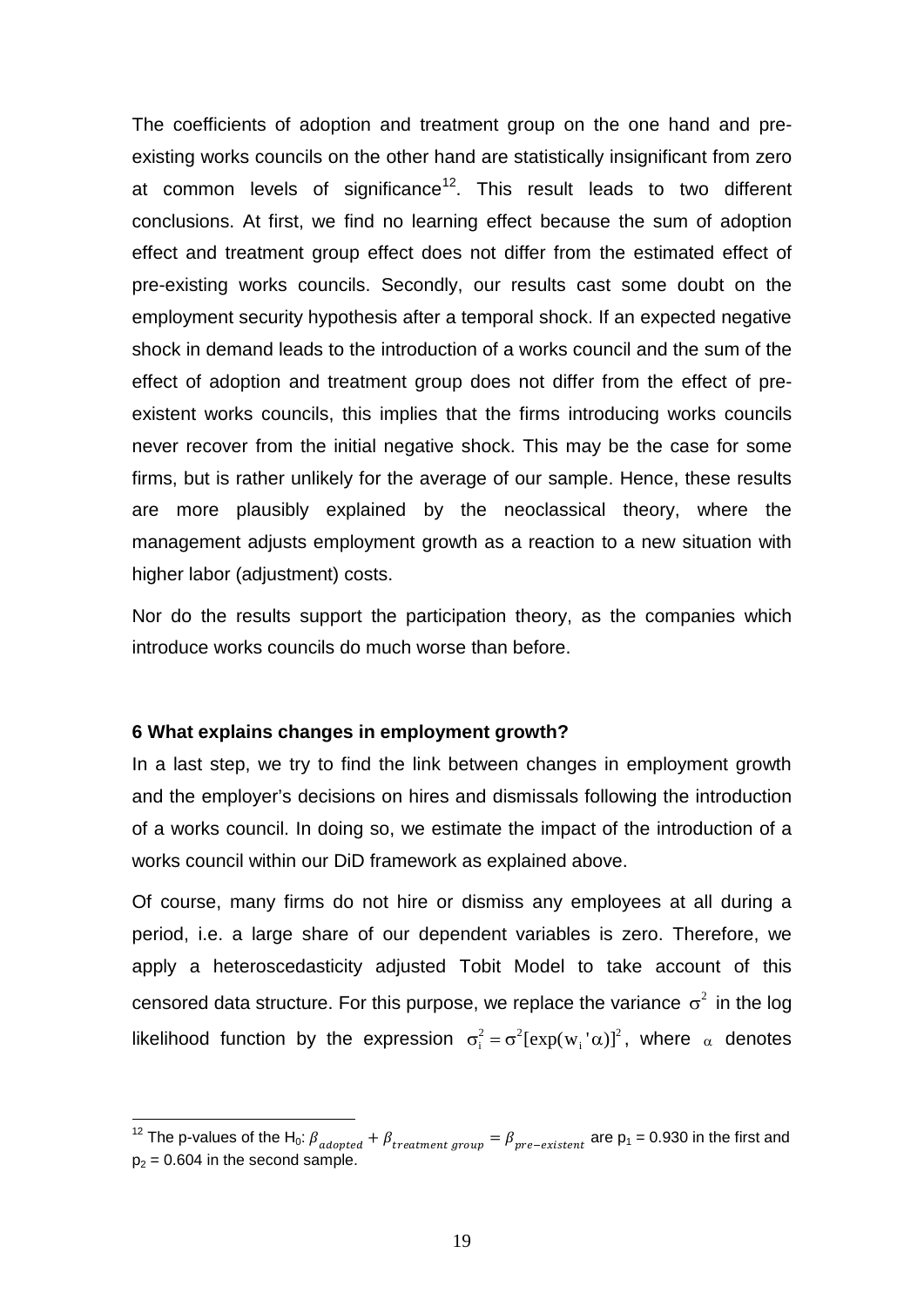The coefficients of adoption and treatment group on the one hand and pre-existing works councils on the other hand are statistically insignificant from zero at common levels of significance[12]. This result leads to two different conclusions. At first, we find no learning effect because the sum of adoption effect and treatment group effect does not differ from the estimated effect of pre-existing works councils. Secondly, our results cast some doubt on the employment security hypothesis after a temporal shock. If an expected negative shock in demand leads to the introduction of a works council and the sum of the effect of adoption and treatment group does not differ from the effect of pre-existent works councils, this implies that the firms introducing works councils never recover from the initial negative shock. This may be the case for some firms, but is rather unlikely for the average of our sample. Hence, these results are more plausibly explained by the neoclassical theory, where the management adjusts employment growth as a reaction to a new situation with higher labor (adjustment) costs.

Nor do the results support the participation theory, as the companies which introduce works councils do much worse than before.

### 6 What explains changes in employment growth?

In a last step, we try to find the link between changes in employment growth and the employer's decisions on hires and dismissals following the introduction of a works council. In doing so, we estimate the impact of the introduction of a works council within our DiD framework as explained above.

Of course, many firms do not hire or dismiss any employees at all during a period, i.e. a large share of our dependent variables is zero. Therefore, we apply a heteroscedasticity adjusted Tobit Model to take account of this censored data structure. For this purpose, we replace the variance $\sigma^2$ in the log likelihood function by the expression $\sigma_i^2 = \sigma^2[\exp(w_i'\alpha)]^2$, where $\alpha$ denotes

---

[12] The p-values of the $H_0$: $\beta_{adopted} + \beta_{treatment\ group} = \beta_{pre-existent}$ are $p_1 = 0.930$ in the first and $p_2 = 0.604$ in the second sample.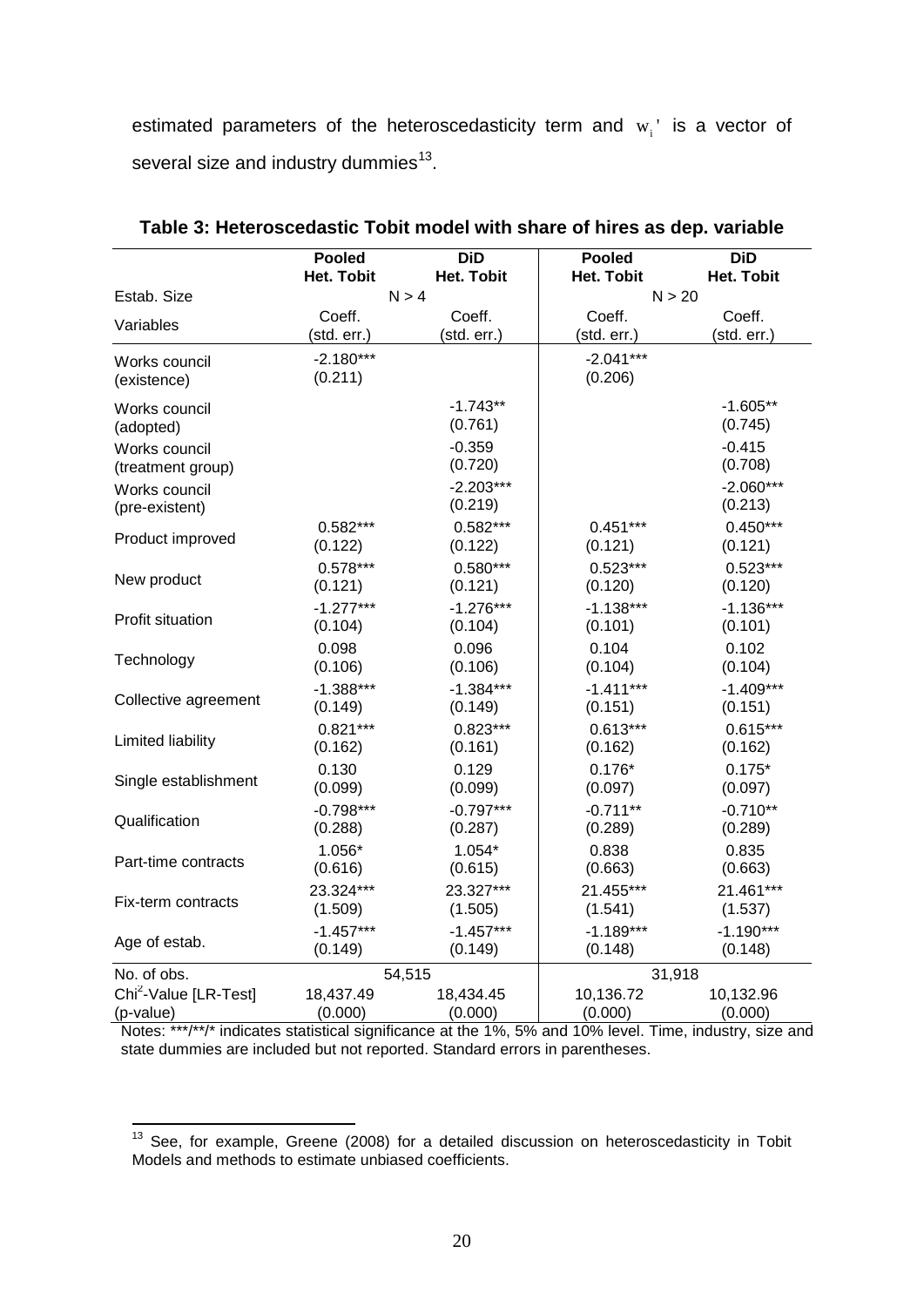estimated parameters of the heteroscedasticity term and $w_i'$ is a vector of several size and industry dummies[13].

**Table 3: Heteroscedastic Tobit model with share of hires as dep. variable**

| | Pooled Het. Tobit | DiD Het. Tobit | Pooled Het. Tobit | DiD Het. Tobit |
|---|---|---|---|---|
| Estab. Size | N > 4 | | N > 20 | |
| Variables | Coeff. (std. err.) | Coeff. (std. err.) | Coeff. (std. err.) | Coeff. (std. err.) |
| Works council (existence) | -2.180*** (0.211) | | -2.041*** (0.206) | |
| Works council (adopted) | | -1.743** (0.761) | | -1.605** (0.745) |
| Works council (treatment group) | | -0.359 (0.720) | | -0.415 (0.708) |
| Works council (pre-existent) | | -2.203*** (0.219) | | -2.060*** (0.213) |
| Product improved | 0.582*** (0.122) | 0.582*** (0.122) | 0.451*** (0.121) | 0.450*** (0.121) |
| New product | 0.578*** (0.121) | 0.580*** (0.121) | 0.523*** (0.120) | 0.523*** (0.120) |
| Profit situation | -1.277*** (0.104) | -1.276*** (0.104) | -1.138*** (0.101) | -1.136*** (0.101) |
| Technology | 0.098 (0.106) | 0.096 (0.106) | 0.104 (0.104) | 0.102 (0.104) |
| Collective agreement | -1.388*** (0.149) | -1.384*** (0.149) | -1.411*** (0.151) | -1.409*** (0.151) |
| Limited liability | 0.821*** (0.162) | 0.823*** (0.161) | 0.613*** (0.162) | 0.615*** (0.162) |
| Single establishment | 0.130 (0.099) | 0.129 (0.099) | 0.176* (0.097) | 0.175* (0.097) |
| Qualification | -0.798*** (0.288) | -0.797*** (0.287) | -0.711** (0.289) | -0.710** (0.289) |
| Part-time contracts | 1.056* (0.616) | 1.054* (0.615) | 0.838 (0.663) | 0.835 (0.663) |
| Fix-term contracts | 23.324*** (1.509) | 23.327*** (1.505) | 21.455*** (1.541) | 21.461*** (1.537) |
| Age of estab. | -1.457*** (0.149) | -1.457*** (0.149) | -1.189*** (0.148) | -1.190*** (0.148) |
| No. of obs. | 54,515 | | 31,918 | |
| $Chi^2$-Value [LR-Test] (p-value) | 18,437.49 (0.000) | 18,434.45 (0.000) | 10,136.72 (0.000) | 10,132.96 (0.000) |

Notes: ***/**/* indicates statistical significance at the 1%, 5% and 10% level. Time, industry, size and state dummies are included but not reported. Standard errors in parentheses.

[13] See, for example, Greene (2008) for a detailed discussion on heteroscedasticity in Tobit Models and methods to estimate unbiased coefficients.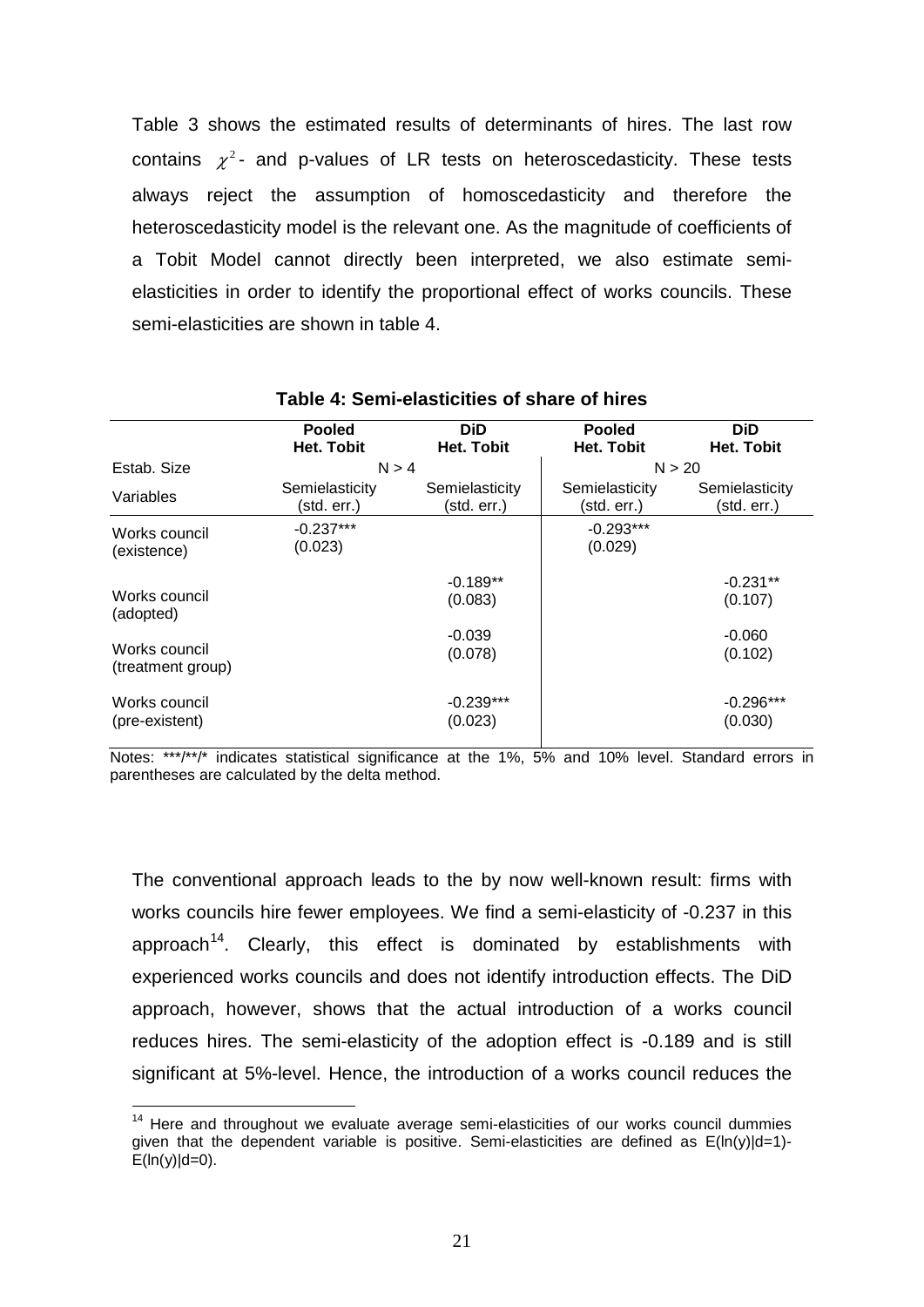Table 3 shows the estimated results of determinants of hires. The last row contains $\chi^2$- and p-values of LR tests on heteroscedasticity. These tests always reject the assumption of homoscedasticity and therefore the heteroscedasticity model is the relevant one. As the magnitude of coefficients of a Tobit Model cannot directly been interpreted, we also estimate semi-elasticities in order to identify the proportional effect of works councils. These semi-elasticities are shown in table 4.

**Table 4: Semi-elasticities of share of hires**

| | **Pooled Het. Tobit** | **DiD Het. Tobit** | **Pooled Het. Tobit** | **DiD Het. Tobit** |
|---|---|---|---|---|
| Estab. Size | N > 4 | | N > 20 | |
| Variables | Semielasticity (std. err.) | Semielasticity (std. err.) | Semielasticity (std. err.) | Semielasticity (std. err.) |
| Works council (existence) | -0.237*** (0.023) | | -0.293*** (0.029) | |
| Works council (adopted) | | -0.189** (0.083) | | -0.231** (0.107) |
| Works council (treatment group) | | -0.039 (0.078) | | -0.060 (0.102) |
| Works council (pre-existent) | | -0.239*** (0.023) | | -0.296*** (0.030) |

Notes: ***/**/* indicates statistical significance at the 1%, 5% and 10% level. Standard errors in parentheses are calculated by the delta method.

The conventional approach leads to the by now well-known result: firms with works councils hire fewer employees. We find a semi-elasticity of -0.237 in this approach[14]. Clearly, this effect is dominated by establishments with experienced works councils and does not identify introduction effects. The DiD approach, however, shows that the actual introduction of a works council reduces hires. The semi-elasticity of the adoption effect is -0.189 and is still significant at 5%-level. Hence, the introduction of a works council reduces the

[14] Here and throughout we evaluate average semi-elasticities of our works council dummies given that the dependent variable is positive. Semi-elasticities are defined as E(ln(y)|d=1)-E(ln(y)|d=0).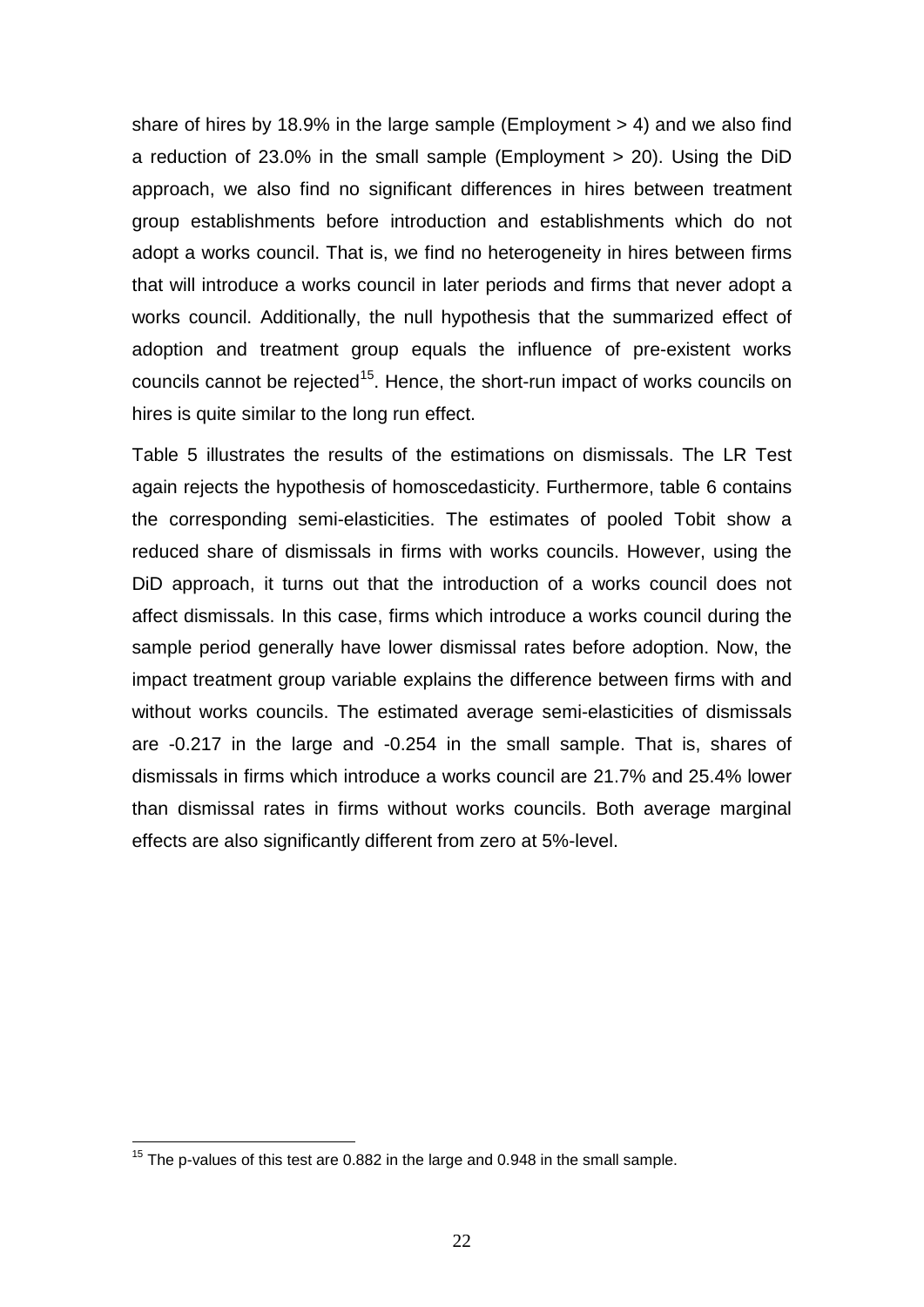share of hires by 18.9% in the large sample (Employment > 4) and we also find a reduction of 23.0% in the small sample (Employment > 20). Using the DiD approach, we also find no significant differences in hires between treatment group establishments before introduction and establishments which do not adopt a works council. That is, we find no heterogeneity in hires between firms that will introduce a works council in later periods and firms that never adopt a works council. Additionally, the null hypothesis that the summarized effect of adoption and treatment group equals the influence of pre-existent works councils cannot be rejected[15]. Hence, the short-run impact of works councils on hires is quite similar to the long run effect.

Table 5 illustrates the results of the estimations on dismissals. The LR Test again rejects the hypothesis of homoscedasticity. Furthermore, table 6 contains the corresponding semi-elasticities. The estimates of pooled Tobit show a reduced share of dismissals in firms with works councils. However, using the DiD approach, it turns out that the introduction of a works council does not affect dismissals. In this case, firms which introduce a works council during the sample period generally have lower dismissal rates before adoption. Now, the impact treatment group variable explains the difference between firms with and without works councils. The estimated average semi-elasticities of dismissals are -0.217 in the large and -0.254 in the small sample. That is, shares of dismissals in firms which introduce a works council are 21.7% and 25.4% lower than dismissal rates in firms without works councils. Both average marginal effects are also significantly different from zero at 5%-level.

[15] The p-values of this test are 0.882 in the large and 0.948 in the small sample.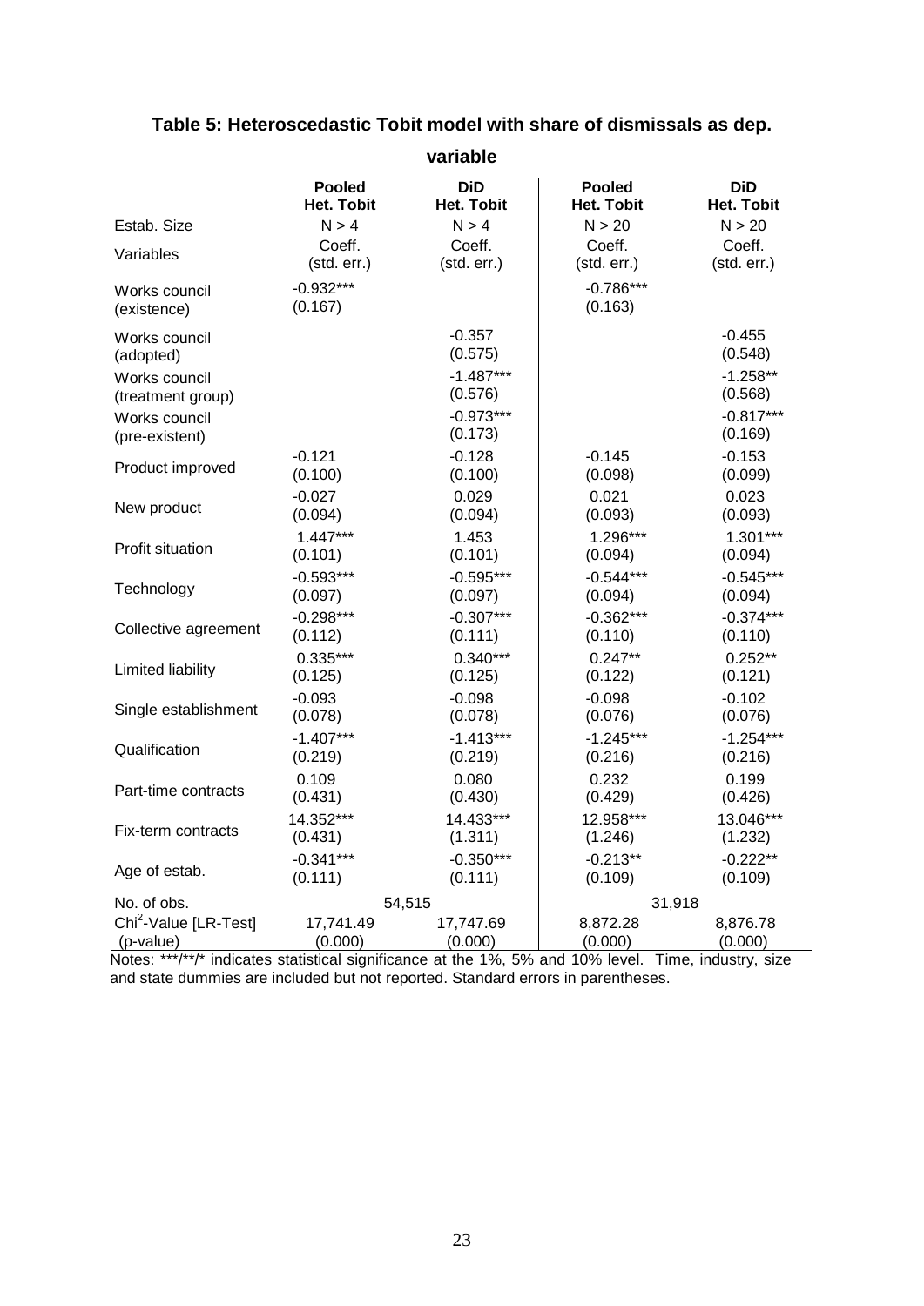**Table 5: Heteroscedastic Tobit model with share of dismissals as dep. variable**

| | Pooled Het. Tobit | DiD Het. Tobit | Pooled Het. Tobit | DiD Het. Tobit |
|---|---|---|---|---|
| Estab. Size | N > 4 | N > 4 | N > 20 | N > 20 |
| Variables | Coeff. (std. err.) | Coeff. (std. err.) | Coeff. (std. err.) | Coeff. (std. err.) |
| Works council (existence) | -0.932*** (0.167) | | -0.786*** (0.163) | |
| Works council (adopted) | | -0.357 (0.575) | | -0.455 (0.548) |
| Works council (treatment group) | | -1.487*** (0.576) | | -1.258** (0.568) |
| Works council (pre-existent) | | -0.973*** (0.173) | | -0.817*** (0.169) |
| Product improved | -0.121 (0.100) | -0.128 (0.100) | -0.145 (0.098) | -0.153 (0.099) |
| New product | -0.027 (0.094) | 0.029 (0.094) | 0.021 (0.093) | 0.023 (0.093) |
| Profit situation | 1.447*** (0.101) | 1.453 (0.101) | 1.296*** (0.094) | 1.301*** (0.094) |
| Technology | -0.593*** (0.097) | -0.595*** (0.097) | -0.544*** (0.094) | -0.545*** (0.094) |
| Collective agreement | -0.298*** (0.112) | -0.307*** (0.111) | -0.362*** (0.110) | -0.374*** (0.110) |
| Limited liability | 0.335*** (0.125) | 0.340*** (0.125) | 0.247** (0.122) | 0.252** (0.121) |
| Single establishment | -0.093 (0.078) | -0.098 (0.078) | -0.098 (0.076) | -0.102 (0.076) |
| Qualification | -1.407*** (0.219) | -1.413*** (0.219) | -1.245*** (0.216) | -1.254*** (0.216) |
| Part-time contracts | 0.109 (0.431) | 0.080 (0.430) | 0.232 (0.429) | 0.199 (0.426) |
| Fix-term contracts | 14.352*** (0.431) | 14.433*** (1.311) | 12.958*** (1.246) | 13.046*** (1.232) |
| Age of estab. | -0.341*** (0.111) | -0.350*** (0.111) | -0.213** (0.109) | -0.222** (0.109) |
| No. of obs. | 54,515 | | 31,918 | |
| $Chi^2$-Value [LR-Test] (p-value) | 17,741.49 (0.000) | 17,747.69 (0.000) | 8,872.28 (0.000) | 8,876.78 (0.000) |

Notes: ***/**/* indicates statistical significance at the 1%, 5% and 10% level. Time, industry, size and state dummies are included but not reported. Standard errors in parentheses.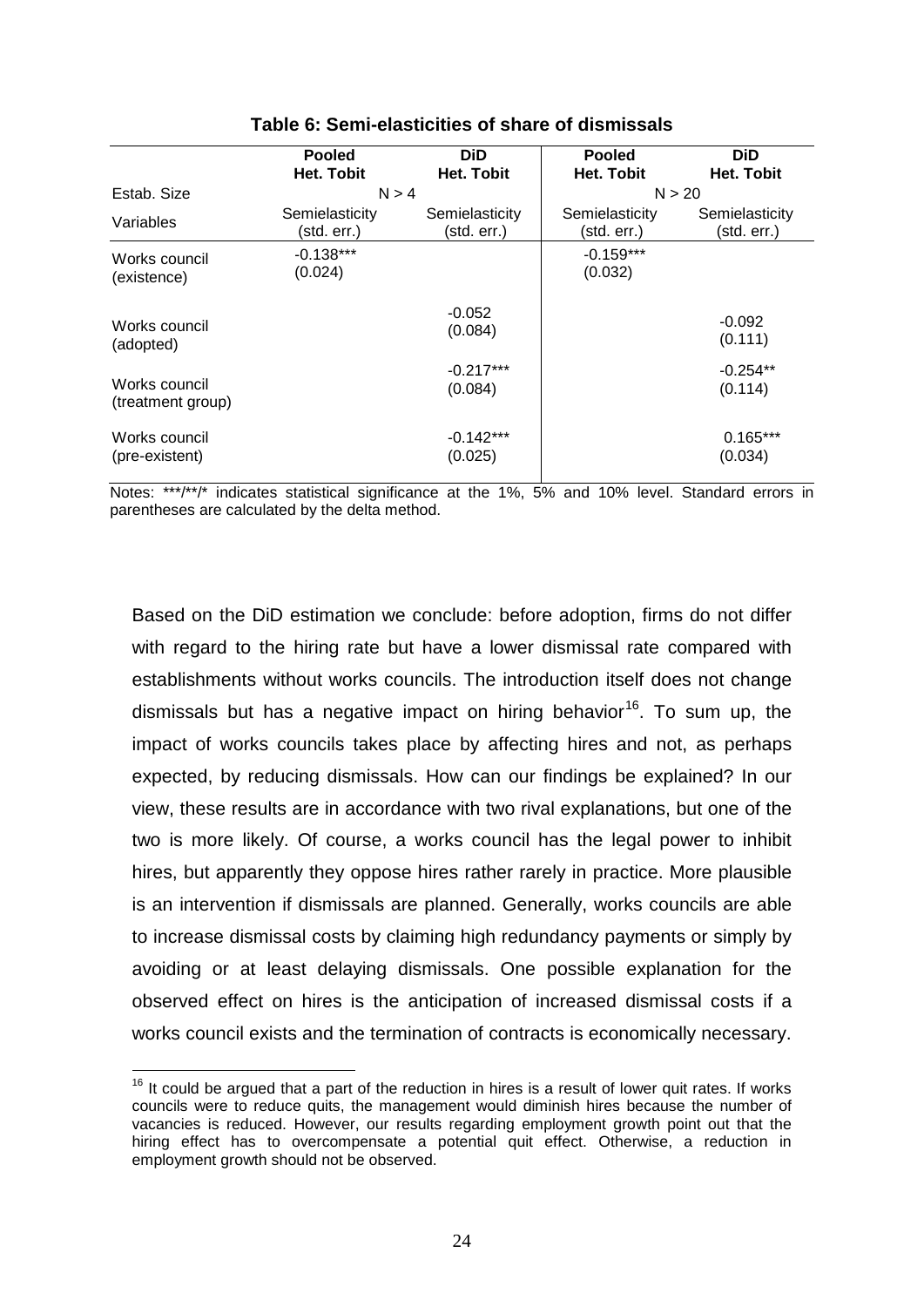**Table 6: Semi-elasticities of share of dismissals**

| | Pooled Het. Tobit | DiD Het. Tobit | Pooled Het. Tobit | DiD Het. Tobit |
|---|---|---|---|---|
| Estab. Size | N > 4 | | N > 20 | |
| Variables | Semielasticity (std. err.) | Semielasticity (std. err.) | Semielasticity (std. err.) | Semielasticity (std. err.) |
| Works council (existence) | -0.138*** (0.024) | | -0.159*** (0.032) | |
| Works council (adopted) | | -0.052 (0.084) | | -0.092 (0.111) |
| Works council (treatment group) | | -0.217*** (0.084) | | -0.254** (0.114) |
| Works council (pre-existent) | | -0.142*** (0.025) | | 0.165*** (0.034) |

Notes: ***/**/* indicates statistical significance at the 1%, 5% and 10% level. Standard errors in parentheses are calculated by the delta method.

Based on the DiD estimation we conclude: before adoption, firms do not differ with regard to the hiring rate but have a lower dismissal rate compared with establishments without works councils. The introduction itself does not change dismissals but has a negative impact on hiring behavior[16]. To sum up, the impact of works councils takes place by affecting hires and not, as perhaps expected, by reducing dismissals. How can our findings be explained? In our view, these results are in accordance with two rival explanations, but one of the two is more likely. Of course, a works council has the legal power to inhibit hires, but apparently they oppose hires rather rarely in practice. More plausible is an intervention if dismissals are planned. Generally, works councils are able to increase dismissal costs by claiming high redundancy payments or simply by avoiding or at least delaying dismissals. One possible explanation for the observed effect on hires is the anticipation of increased dismissal costs if a works council exists and the termination of contracts is economically necessary.

[16] It could be argued that a part of the reduction in hires is a result of lower quit rates. If works councils were to reduce quits, the management would diminish hires because the number of vacancies is reduced. However, our results regarding employment growth point out that the hiring effect has to overcompensate a potential quit effect. Otherwise, a reduction in employment growth should not be observed.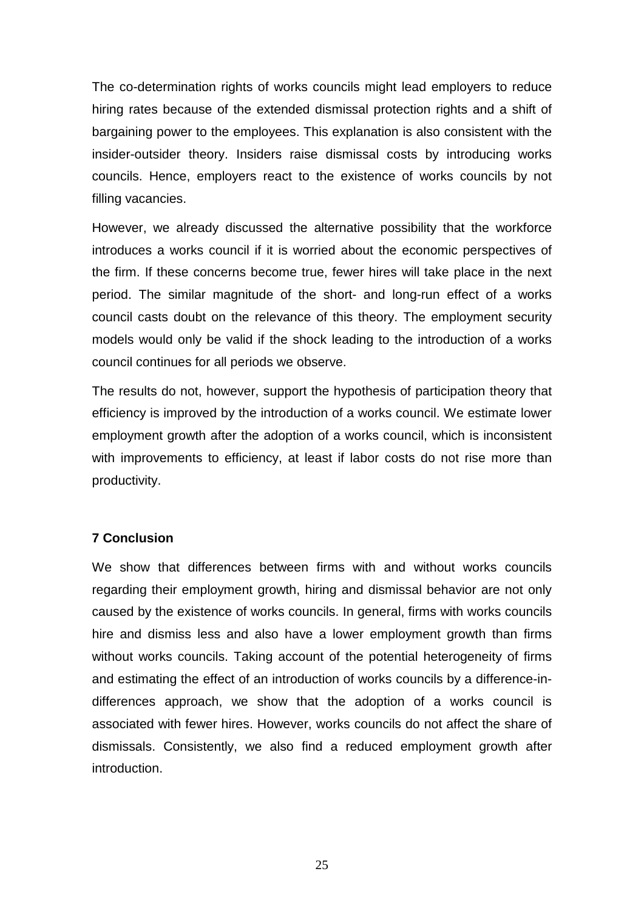The co-determination rights of works councils might lead employers to reduce hiring rates because of the extended dismissal protection rights and a shift of bargaining power to the employees. This explanation is also consistent with the insider-outsider theory. Insiders raise dismissal costs by introducing works councils. Hence, employers react to the existence of works councils by not filling vacancies.

However, we already discussed the alternative possibility that the workforce introduces a works council if it is worried about the economic perspectives of the firm. If these concerns become true, fewer hires will take place in the next period. The similar magnitude of the short- and long-run effect of a works council casts doubt on the relevance of this theory. The employment security models would only be valid if the shock leading to the introduction of a works council continues for all periods we observe.

The results do not, however, support the hypothesis of participation theory that efficiency is improved by the introduction of a works council. We estimate lower employment growth after the adoption of a works council, which is inconsistent with improvements to efficiency, at least if labor costs do not rise more than productivity.

## 7 Conclusion

We show that differences between firms with and without works councils regarding their employment growth, hiring and dismissal behavior are not only caused by the existence of works councils. In general, firms with works councils hire and dismiss less and also have a lower employment growth than firms without works councils. Taking account of the potential heterogeneity of firms and estimating the effect of an introduction of works councils by a difference-in-differences approach, we show that the adoption of a works council is associated with fewer hires. However, works councils do not affect the share of dismissals. Consistently, we also find a reduced employment growth after introduction.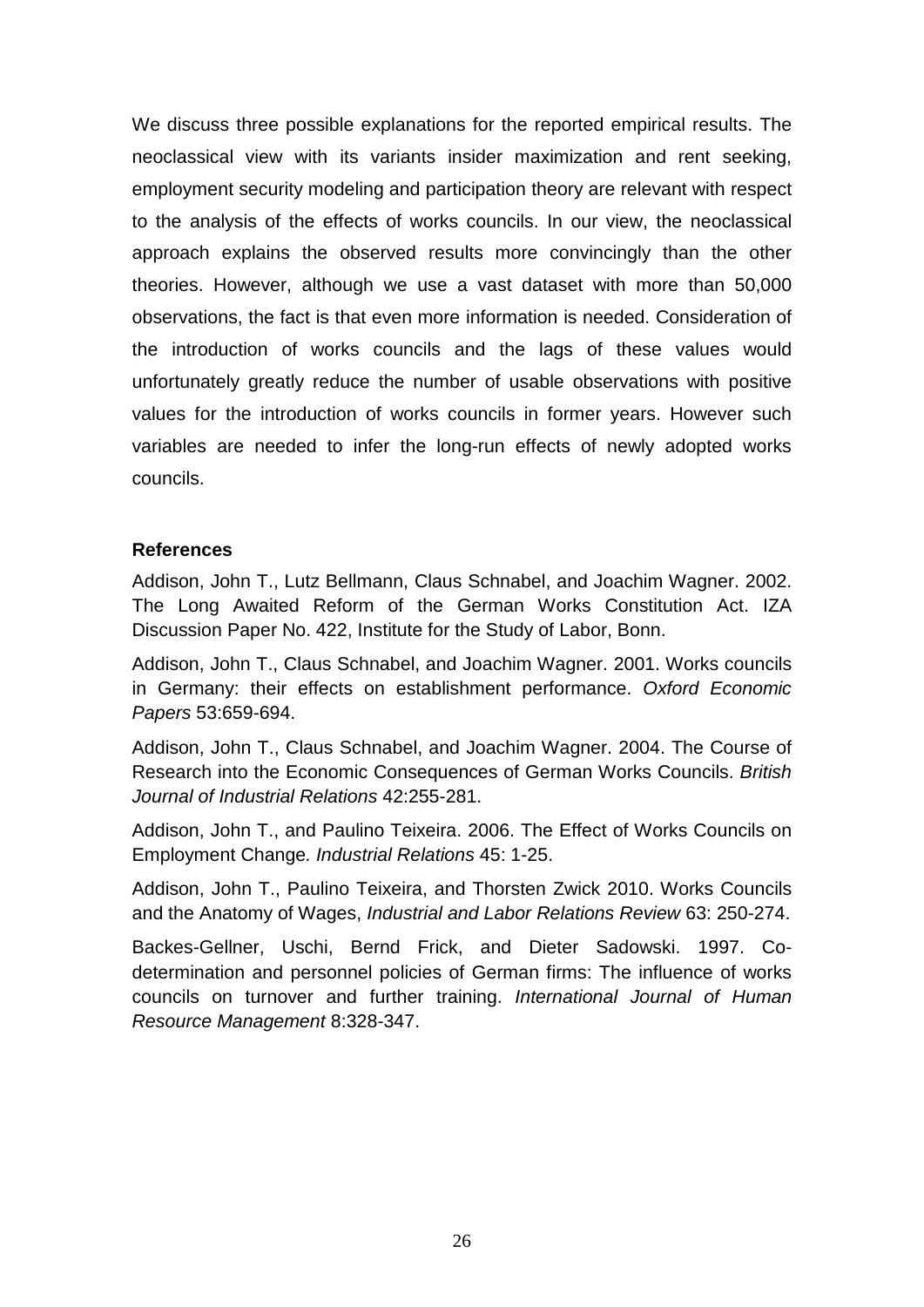We discuss three possible explanations for the reported empirical results. The neoclassical view with its variants insider maximization and rent seeking, employment security modeling and participation theory are relevant with respect to the analysis of the effects of works councils. In our view, the neoclassical approach explains the observed results more convincingly than the other theories. However, although we use a vast dataset with more than 50,000 observations, the fact is that even more information is needed. Consideration of the introduction of works councils and the lags of these values would unfortunately greatly reduce the number of usable observations with positive values for the introduction of works councils in former years. However such variables are needed to infer the long-run effects of newly adopted works councils.

### References

Addison, John T., Lutz Bellmann, Claus Schnabel, and Joachim Wagner. 2002. The Long Awaited Reform of the German Works Constitution Act. IZA Discussion Paper No. 422, Institute for the Study of Labor, Bonn.

Addison, John T., Claus Schnabel, and Joachim Wagner. 2001. Works councils in Germany: their effects on establishment performance. *Oxford Economic Papers* 53:659-694.

Addison, John T., Claus Schnabel, and Joachim Wagner. 2004. The Course of Research into the Economic Consequences of German Works Councils. *British Journal of Industrial Relations* 42:255-281.

Addison, John T., and Paulino Teixeira. 2006. The Effect of Works Councils on Employment Change*. Industrial Relations* 45: 1-25.

Addison, John T., Paulino Teixeira, and Thorsten Zwick 2010. Works Councils and the Anatomy of Wages, *Industrial and Labor Relations Review* 63: 250-274.

Backes-Gellner, Uschi, Bernd Frick, and Dieter Sadowski. 1997. Co-determination and personnel policies of German firms: The influence of works councils on turnover and further training. *International Journal of Human Resource Management* 8:328-347.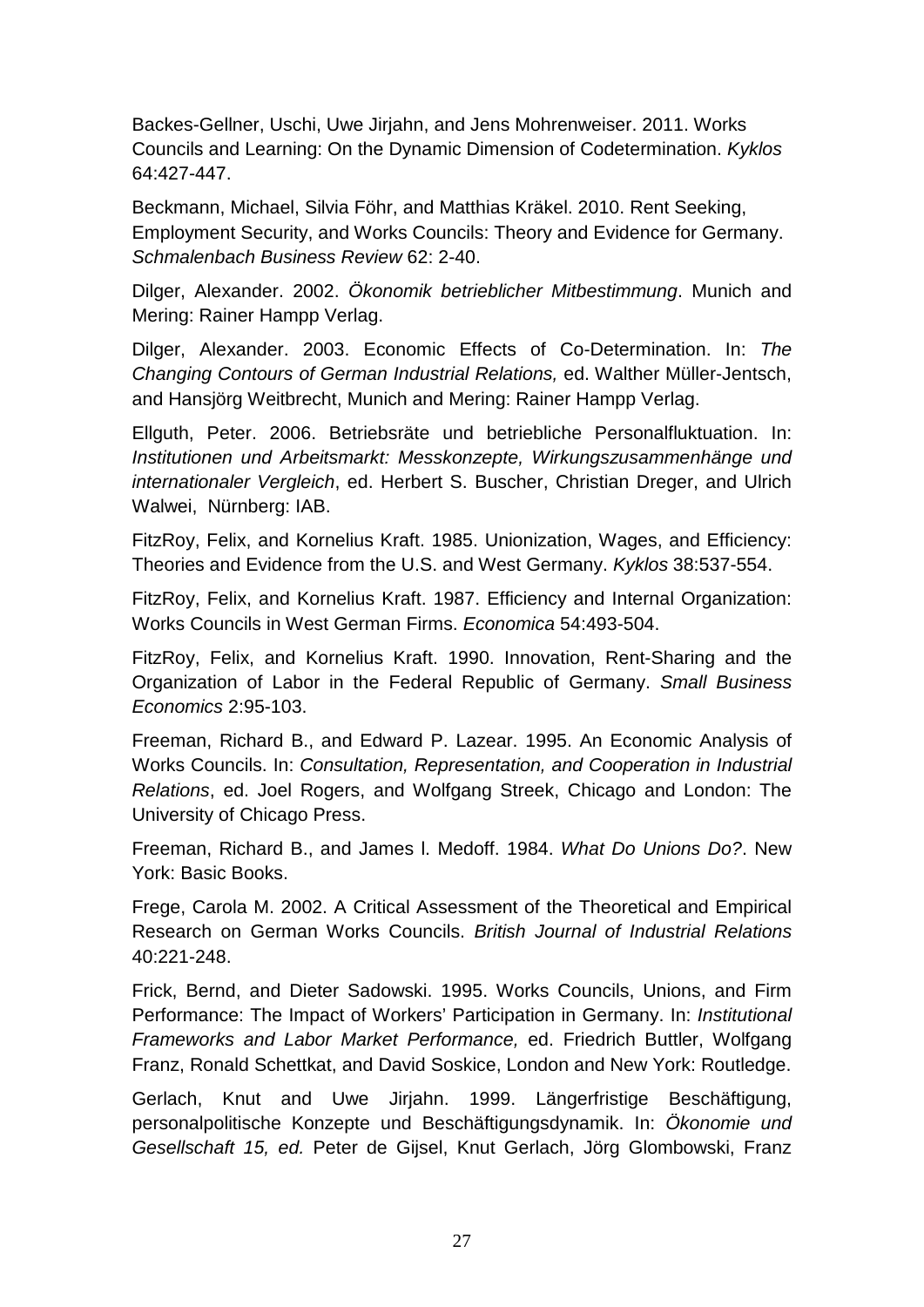Backes-Gellner, Uschi, Uwe Jirjahn, and Jens Mohrenweiser. 2011. Works Councils and Learning: On the Dynamic Dimension of Codetermination. *Kyklos* 64:427-447.

Beckmann, Michael, Silvia Föhr, and Matthias Kräkel. 2010. Rent Seeking, Employment Security, and Works Councils: Theory and Evidence for Germany. *Schmalenbach Business Review* 62: 2-40.

Dilger, Alexander. 2002. *Ökonomik betrieblicher Mitbestimmung*. Munich and Mering: Rainer Hampp Verlag.

Dilger, Alexander. 2003. Economic Effects of Co-Determination. In: *The Changing Contours of German Industrial Relations,* ed. Walther Müller-Jentsch, and Hansjörg Weitbrecht, Munich and Mering: Rainer Hampp Verlag.

Ellguth, Peter. 2006. Betriebsräte und betriebliche Personalfluktuation. In: *Institutionen und Arbeitsmarkt: Messkonzepte, Wirkungszusammenhänge und internationaler Vergleich*, ed. Herbert S. Buscher, Christian Dreger, and Ulrich Walwei, Nürnberg: IAB.

FitzRoy, Felix, and Kornelius Kraft. 1985. Unionization, Wages, and Efficiency: Theories and Evidence from the U.S. and West Germany. *Kyklos* 38:537-554.

FitzRoy, Felix, and Kornelius Kraft. 1987. Efficiency and Internal Organization: Works Councils in West German Firms. *Economica* 54:493-504.

FitzRoy, Felix, and Kornelius Kraft. 1990. Innovation, Rent-Sharing and the Organization of Labor in the Federal Republic of Germany. *Small Business Economics* 2:95-103.

Freeman, Richard B., and Edward P. Lazear. 1995. An Economic Analysis of Works Councils. In: *Consultation, Representation, and Cooperation in Industrial Relations*, ed. Joel Rogers, and Wolfgang Streek, Chicago and London: The University of Chicago Press.

Freeman, Richard B., and James l. Medoff. 1984. *What Do Unions Do?*. New York: Basic Books.

Frege, Carola M. 2002. A Critical Assessment of the Theoretical and Empirical Research on German Works Councils. *British Journal of Industrial Relations* 40:221-248.

Frick, Bernd, and Dieter Sadowski. 1995. Works Councils, Unions, and Firm Performance: The Impact of Workers' Participation in Germany. In: *Institutional Frameworks and Labor Market Performance,* ed. Friedrich Buttler, Wolfgang Franz, Ronald Schettkat, and David Soskice, London and New York: Routledge.

Gerlach, Knut and Uwe Jirjahn. 1999. Längerfristige Beschäftigung, personalpolitische Konzepte und Beschäftigungsdynamik. In: *Ökonomie und Gesellschaft 15, ed.* Peter de Gijsel, Knut Gerlach, Jörg Glombowski, Franz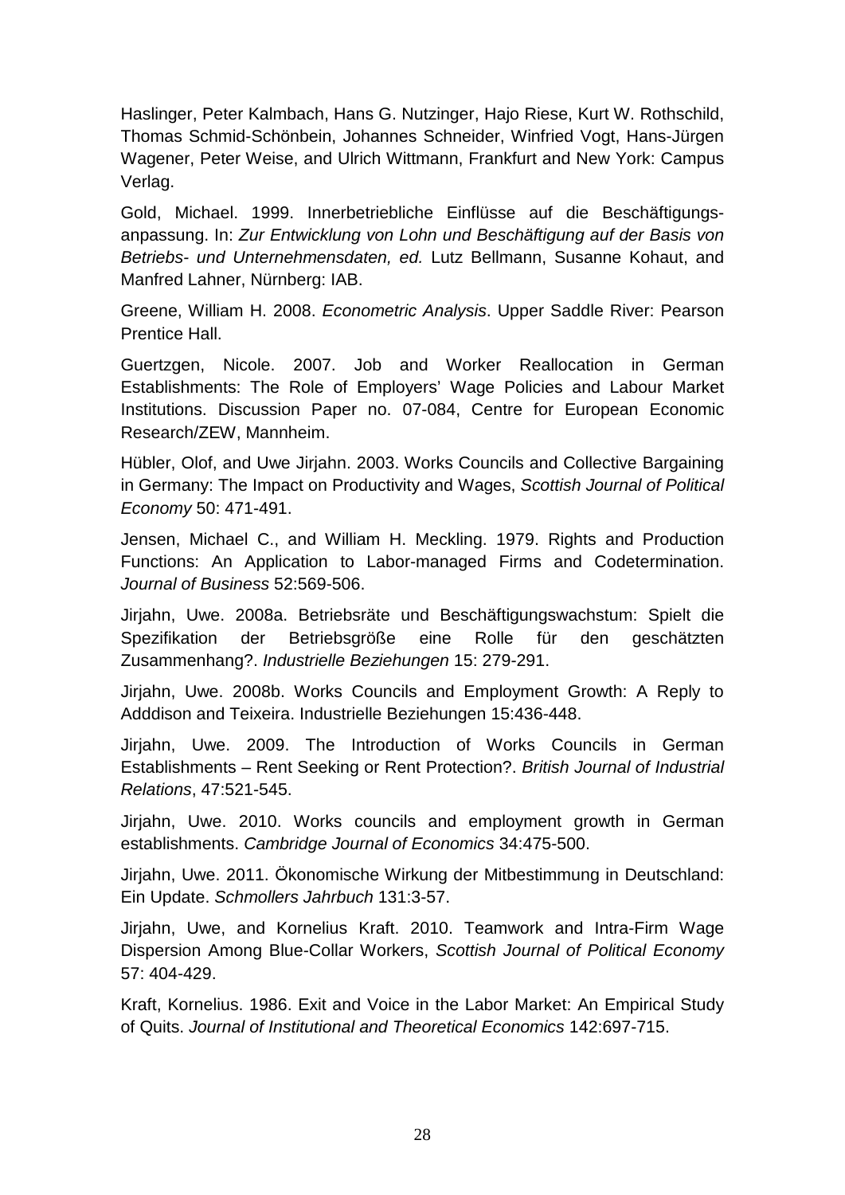Haslinger, Peter Kalmbach, Hans G. Nutzinger, Hajo Riese, Kurt W. Rothschild, Thomas Schmid-Schönbein, Johannes Schneider, Winfried Vogt, Hans-Jürgen Wagener, Peter Weise, and Ulrich Wittmann, Frankfurt and New York: Campus Verlag.

Gold, Michael. 1999. Innerbetriebliche Einflüsse auf die Beschäftigungs-anpassung. In: *Zur Entwicklung von Lohn und Beschäftigung auf der Basis von Betriebs- und Unternehmensdaten, ed.* Lutz Bellmann, Susanne Kohaut, and Manfred Lahner, Nürnberg: IAB.

Greene, William H. 2008. *Econometric Analysis*. Upper Saddle River: Pearson Prentice Hall.

Guertzgen, Nicole. 2007. Job and Worker Reallocation in German Establishments: The Role of Employers' Wage Policies and Labour Market Institutions. Discussion Paper no. 07-084, Centre for European Economic Research/ZEW, Mannheim.

Hübler, Olof, and Uwe Jirjahn. 2003. Works Councils and Collective Bargaining in Germany: The Impact on Productivity and Wages, *Scottish Journal of Political Economy* 50: 471-491.

Jensen, Michael C., and William H. Meckling. 1979. Rights and Production Functions: An Application to Labor-managed Firms and Codetermination. *Journal of Business* 52:569-506.

Jirjahn, Uwe. 2008a. Betriebsräte und Beschäftigungswachstum: Spielt die Spezifikation der Betriebsgröße eine Rolle für den geschätzten Zusammenhang?. *Industrielle Beziehungen* 15: 279-291.

Jirjahn, Uwe. 2008b. Works Councils and Employment Growth: A Reply to Adddison and Teixeira. Industrielle Beziehungen 15:436-448.

Jirjahn, Uwe. 2009. The Introduction of Works Councils in German Establishments – Rent Seeking or Rent Protection?. *British Journal of Industrial Relations*, 47:521-545.

Jirjahn, Uwe. 2010. Works councils and employment growth in German establishments. *Cambridge Journal of Economics* 34:475-500.

Jirjahn, Uwe. 2011. Ökonomische Wirkung der Mitbestimmung in Deutschland: Ein Update. *Schmollers Jahrbuch* 131:3-57.

Jirjahn, Uwe, and Kornelius Kraft. 2010. Teamwork and Intra-Firm Wage Dispersion Among Blue-Collar Workers, *Scottish Journal of Political Economy* 57: 404-429.

Kraft, Kornelius. 1986. Exit and Voice in the Labor Market: An Empirical Study of Quits. *Journal of Institutional and Theoretical Economics* 142:697-715.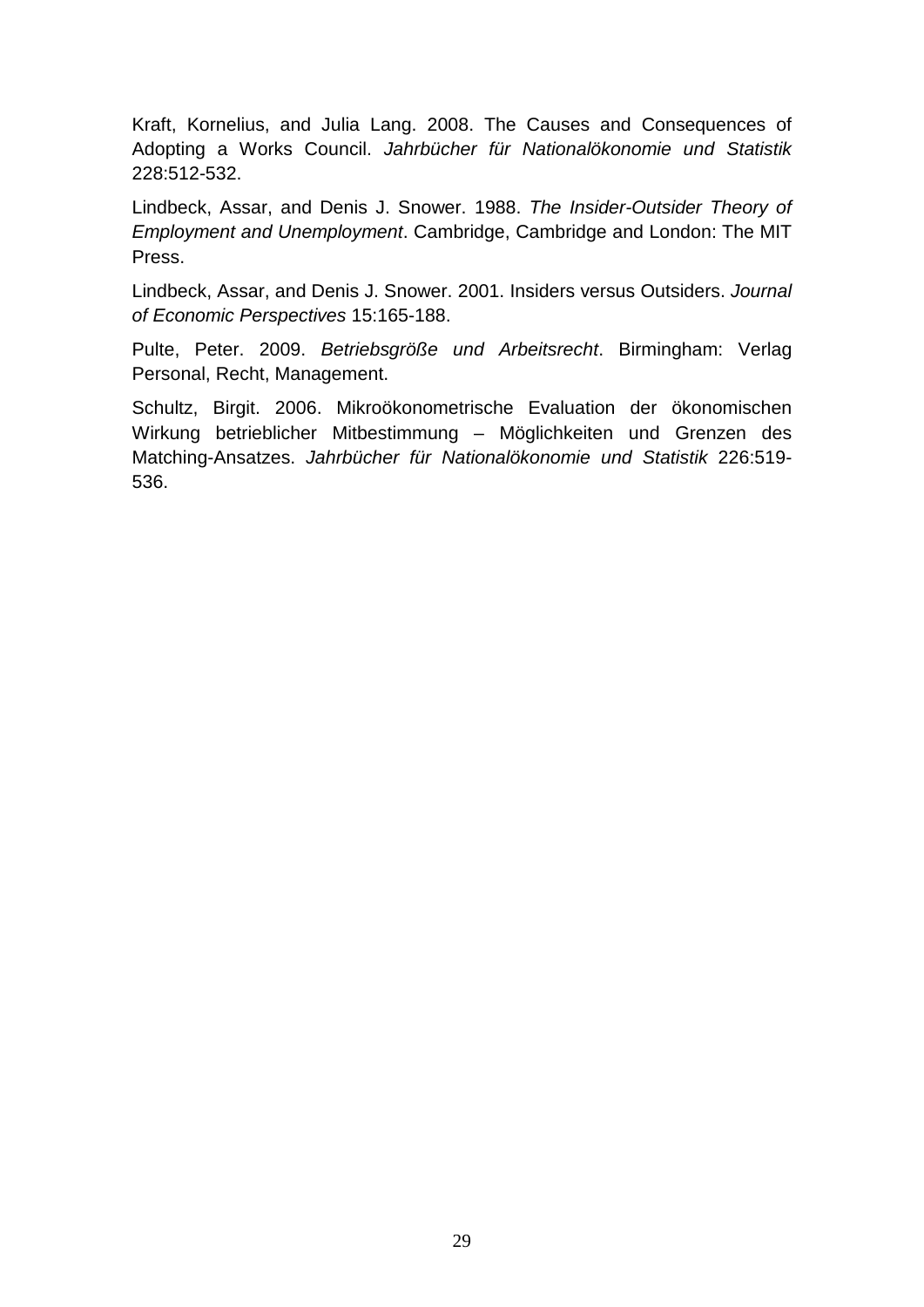Kraft, Kornelius, and Julia Lang. 2008. The Causes and Consequences of Adopting a Works Council. *Jahrbücher für Nationalökonomie und Statistik* 228:512-532.

Lindbeck, Assar, and Denis J. Snower. 1988. *The Insider-Outsider Theory of Employment and Unemployment*. Cambridge, Cambridge and London: The MIT Press.

Lindbeck, Assar, and Denis J. Snower. 2001. Insiders versus Outsiders. *Journal of Economic Perspectives* 15:165-188.

Pulte, Peter. 2009. *Betriebsgröße und Arbeitsrecht*. Birmingham: Verlag Personal, Recht, Management.

Schultz, Birgit. 2006. Mikroökonometrische Evaluation der ökonomischen Wirkung betrieblicher Mitbestimmung – Möglichkeiten und Grenzen des Matching-Ansatzes. *Jahrbücher für Nationalökonomie und Statistik* 226:519-536.